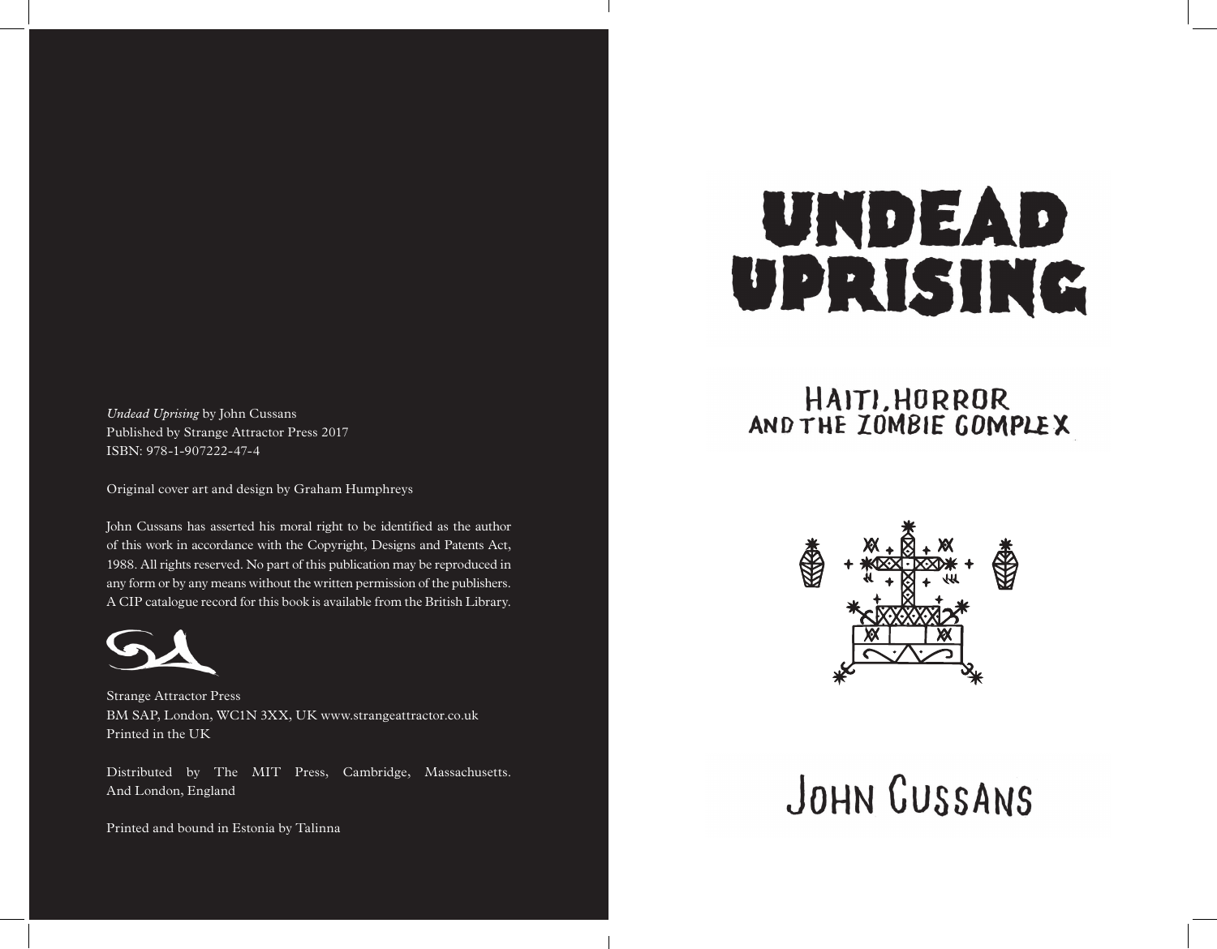*Undead Uprising* by John Cussans
Published by Strange Attractor Press 2017
ISBN: 978-1-907222-47-4

Original cover art and design by Graham Humphreys

John Cussans has asserted his moral right to be identified as the author of this work in accordance with the Copyright, Designs and Patents Act, 1988. All rights reserved. No part of this publication may be reproduced in any form or by any means without the written permission of the publishers. A CIP catalogue record for this book is available from the British Library.

Strange Attractor Press
BM SAP, London, WC1N 3XX, UK www.strangeattractor.co.uk
Printed in the UK

Distributed by The MIT Press, Cambridge, Massachusetts. And London, England

Printed and bound in Estonia by Talinna

# UNDEAD UPRISING

## HAITI, HORROR AND THE ZOMBIE COMPLEX

JOHN CUSSANS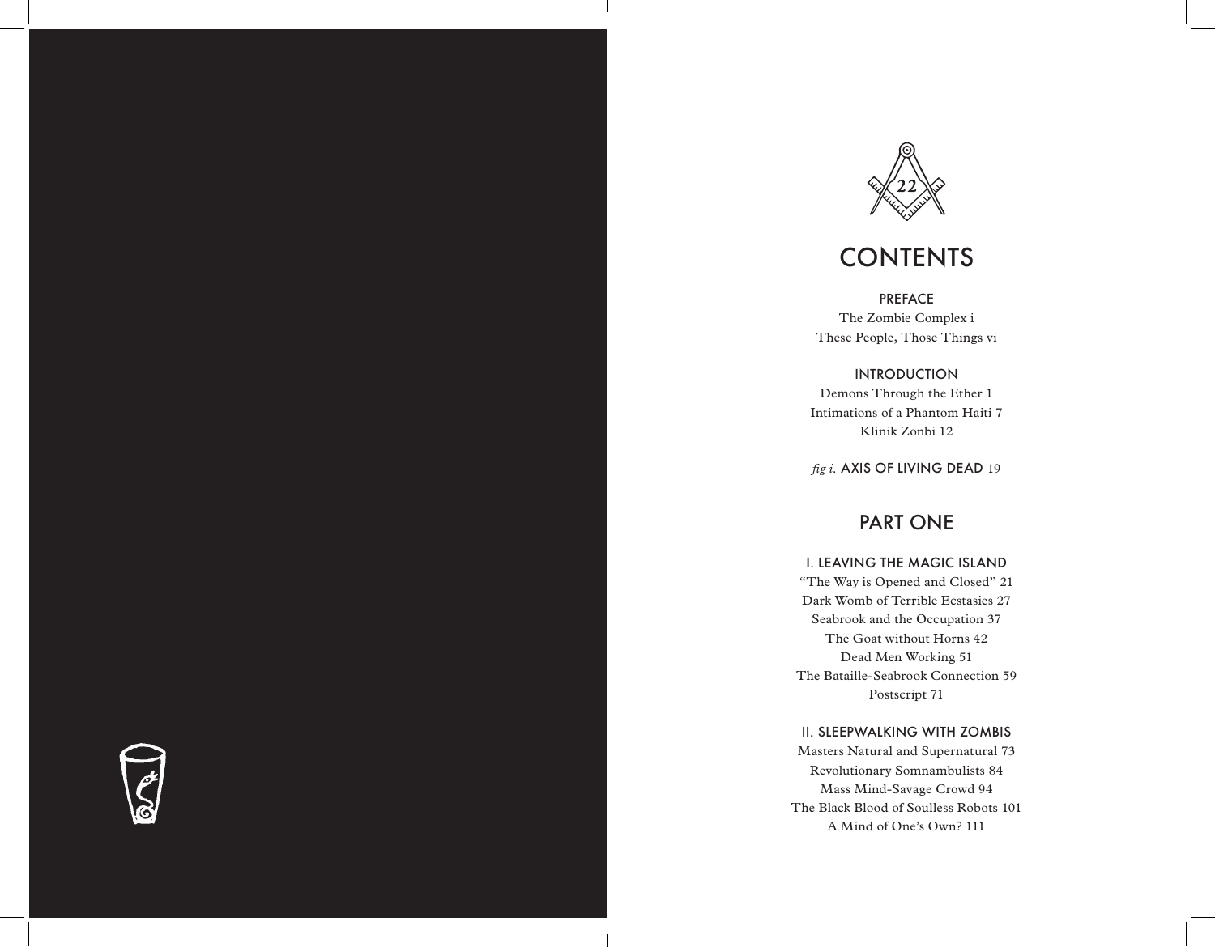# CONTENTS

## PREFACE

The Zombie Complex i
These People, Those Things vi

## INTRODUCTION

Demons Through the Ether 1
Intimations of a Phantom Haiti 7
Klinik Zonbi 12

*fig i.* AXIS OF LIVING DEAD 19

# PART ONE

## I. LEAVING THE MAGIC ISLAND

"The Way is Opened and Closed" 21
Dark Womb of Terrible Ecstasies 27
Seabrook and the Occupation 37
The Goat without Horns 42
Dead Men Working 51
The Bataille-Seabrook Connection 59
Postscript 71

## II. SLEEPWALKING WITH ZOMBIS

Masters Natural and Supernatural 73
Revolutionary Somnambulists 84
Mass Mind-Savage Crowd 94
The Black Blood of Soulless Robots 101
A Mind of One's Own? 111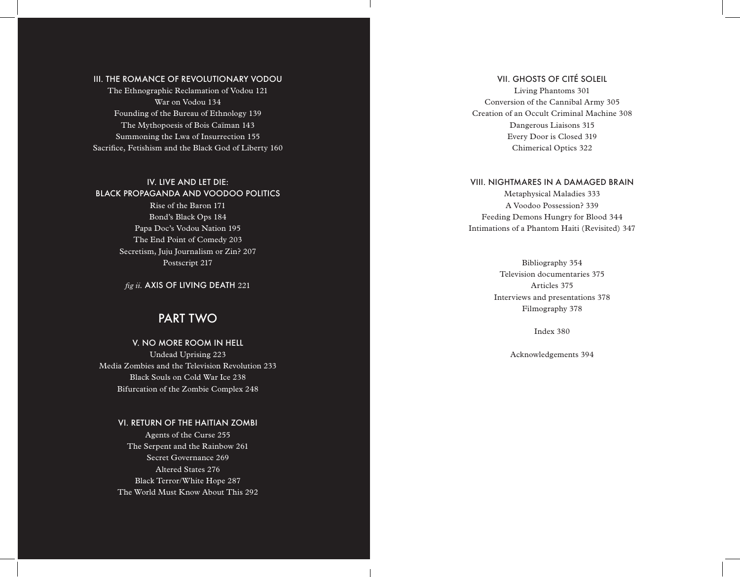### III. THE ROMANCE OF REVOLUTIONARY VODOU

The Ethnographic Reclamation of Vodou 121
War on Vodou 134
Founding of the Bureau of Ethnology 139
The Mythopoesis of Bois Caïman 143
Summoning the Lwa of Insurrection 155
Sacrifice, Fetishism and the Black God of Liberty 160

### IV. LIVE AND LET DIE: BLACK PROPAGANDA AND VOODOO POLITICS

Rise of the Baron 171
Bond's Black Ops 184
Papa Doc's Vodou Nation 195
The End Point of Comedy 203
Secretism, Juju Journalism or Zin? 207
Postscript 217

*fig ii.* AXIS OF LIVING DEATH 221

## PART TWO

### V. NO MORE ROOM IN HELL

Undead Uprising 223
Media Zombies and the Television Revolution 233
Black Souls on Cold War Ice 238
Bifurcation of the Zombie Complex 248

### VI. RETURN OF THE HAITIAN ZOMBI

Agents of the Curse 255
The Serpent and the Rainbow 261
Secret Governance 269
Altered States 276
Black Terror/White Hope 287
The World Must Know About This 292

### VII. GHOSTS OF CITÉ SOLEIL

Living Phantoms 301
Conversion of the Cannibal Army 305
Creation of an Occult Criminal Machine 308
Dangerous Liaisons 315
Every Door is Closed 319
Chimerical Optics 322

### VIII. NIGHTMARES IN A DAMAGED BRAIN

Metaphysical Maladies 333
A Voodoo Possession? 339
Feeding Demons Hungry for Blood 344
Intimations of a Phantom Haiti (Revisited) 347

Bibliography 354
Television documentaries 375
Articles 375
Interviews and presentations 378
Filmography 378

Index 380

Acknowledgements 394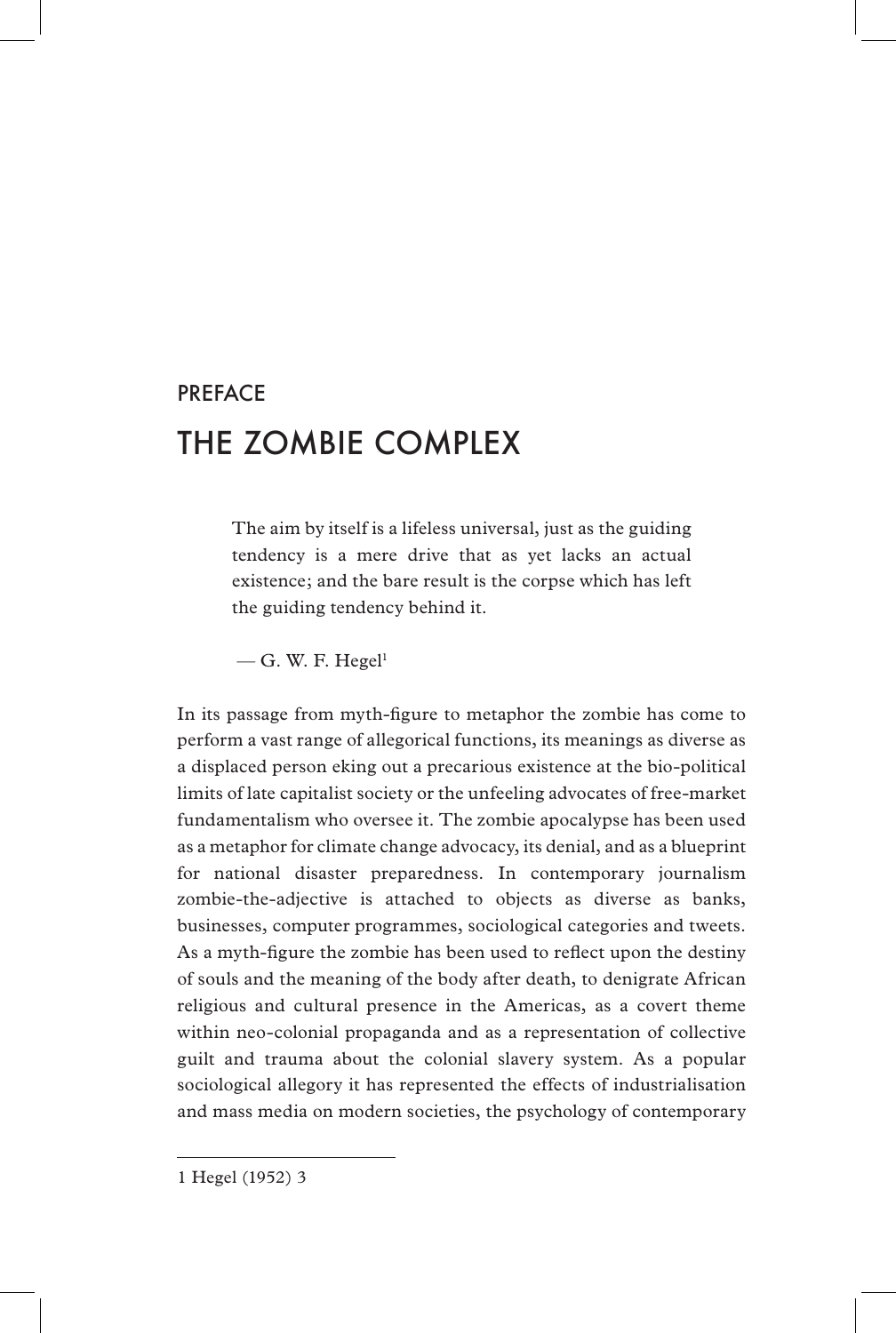PREFACE

# THE ZOMBIE COMPLEX

> The aim by itself is a lifeless universal, just as the guiding tendency is a mere drive that as yet lacks an actual existence; and the bare result is the corpse which has left the guiding tendency behind it.
>
> — G. W. F. Hegel[1]

In its passage from myth-figure to metaphor the zombie has come to perform a vast range of allegorical functions, its meanings as diverse as a displaced person eking out a precarious existence at the bio-political limits of late capitalist society or the unfeeling advocates of free-market fundamentalism who oversee it. The zombie apocalypse has been used as a metaphor for climate change advocacy, its denial, and as a blueprint for national disaster preparedness. In contemporary journalism zombie-the-adjective is attached to objects as diverse as banks, businesses, computer programmes, sociological categories and tweets. As a myth-figure the zombie has been used to reflect upon the destiny of souls and the meaning of the body after death, to denigrate African religious and cultural presence in the Americas, as a covert theme within neo-colonial propaganda and as a representation of collective guilt and trauma about the colonial slavery system. As a popular sociological allegory it has represented the effects of industrialisation and mass media on modern societies, the psychology of contemporary

1 Hegel (1952) 3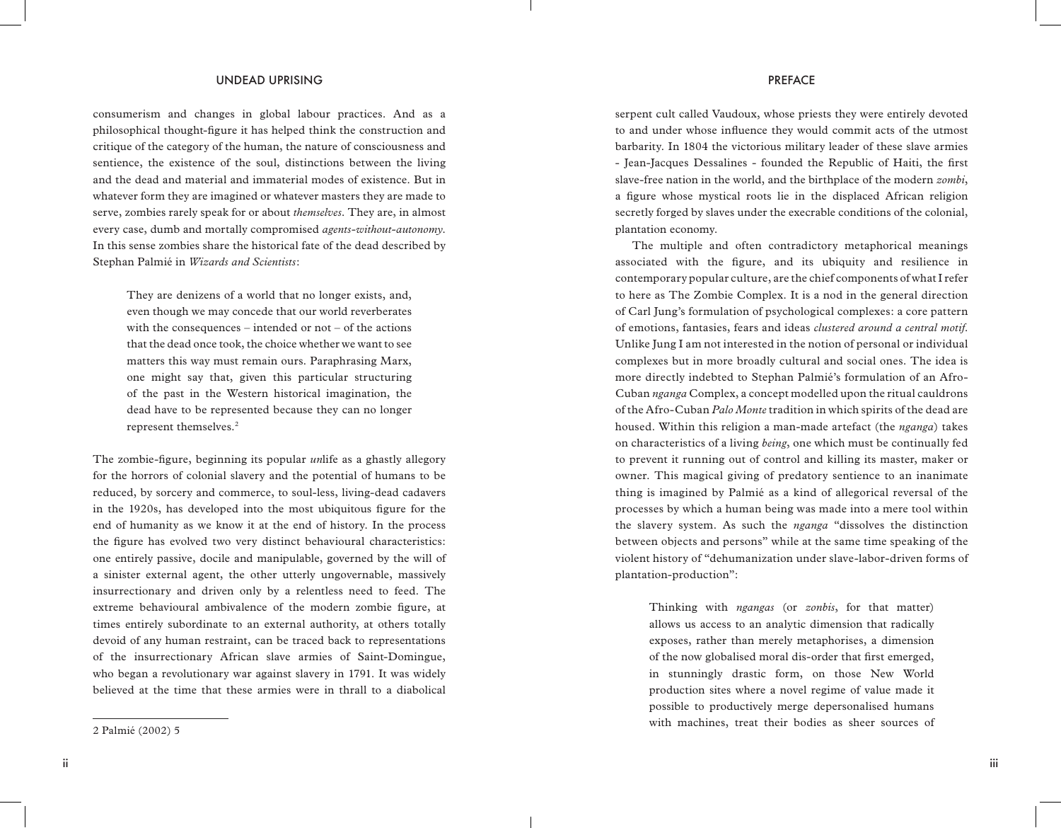consumerism and changes in global labour practices. And as a philosophical thought-figure it has helped think the construction and critique of the category of the human, the nature of consciousness and sentience, the existence of the soul, distinctions between the living and the dead and material and immaterial modes of existence. But in whatever form they are imagined or whatever masters they are made to serve, zombies rarely speak for or about *themselves*. They are, in almost every case, dumb and mortally compromised *agents-without-autonomy*. In this sense zombies share the historical fate of the dead described by Stephan Palmié in *Wizards and Scientists*:

> They are denizens of a world that no longer exists, and, even though we may concede that our world reverberates with the consequences – intended or not – of the actions that the dead once took, the choice whether we want to see matters this way must remain ours. Paraphrasing Marx, one might say that, given this particular structuring of the past in the Western historical imagination, the dead have to be represented because they can no longer represent themselves.[2]

The zombie-figure, beginning its popular *un*life as a ghastly allegory for the horrors of colonial slavery and the potential of humans to be reduced, by sorcery and commerce, to soul-less, living-dead cadavers in the 1920s, has developed into the most ubiquitous figure for the end of humanity as we know it at the end of history. In the process the figure has evolved two very distinct behavioural characteristics: one entirely passive, docile and manipulable, governed by the will of a sinister external agent, the other utterly ungovernable, massively insurrectionary and driven only by a relentless need to feed. The extreme behavioural ambivalence of the modern zombie figure, at times entirely subordinate to an external authority, at others totally devoid of any human restraint, can be traced back to representations of the insurrectionary African slave armies of Saint-Domingue, who began a revolutionary war against slavery in 1791. It was widely believed at the time that these armies were in thrall to a diabolical serpent cult called Vaudoux, whose priests they were entirely devoted to and under whose influence they would commit acts of the utmost barbarity. In 1804 the victorious military leader of these slave armies - Jean-Jacques Dessalines - founded the Republic of Haiti, the first slave-free nation in the world, and the birthplace of the modern *zombi*, a figure whose mystical roots lie in the displaced African religion secretly forged by slaves under the execrable conditions of the colonial, plantation economy.

The multiple and often contradictory metaphorical meanings associated with the figure, and its ubiquity and resilience in contemporary popular culture, are the chief components of what I refer to here as The Zombie Complex. It is a nod in the general direction of Carl Jung's formulation of psychological complexes: a core pattern of emotions, fantasies, fears and ideas *clustered around a central motif*. Unlike Jung I am not interested in the notion of personal or individual complexes but in more broadly cultural and social ones. The idea is more directly indebted to Stephan Palmié's formulation of an Afro-Cuban *nganga* Complex, a concept modelled upon the ritual cauldrons of the Afro-Cuban *Palo Monte* tradition in which spirits of the dead are housed. Within this religion a man-made artefact (the *nganga*) takes on characteristics of a living *being*, one which must be continually fed to prevent it running out of control and killing its master, maker or owner. This magical giving of predatory sentience to an inanimate thing is imagined by Palmié as a kind of allegorical reversal of the processes by which a human being was made into a mere tool within the slavery system. As such the *nganga* "dissolves the distinction between objects and persons" while at the same time speaking of the violent history of "dehumanization under slave-labor-driven forms of plantation-production":

> Thinking with *ngangas* (or *zonbis*, for that matter) allows us access to an analytic dimension that radically exposes, rather than merely metaphorises, a dimension of the now globalised moral dis-order that first emerged, in stunningly drastic form, on those New World production sites where a novel regime of value made it possible to productively merge depersonalised humans with machines, treat their bodies as sheer sources of

---

2 Palmié (2002) 5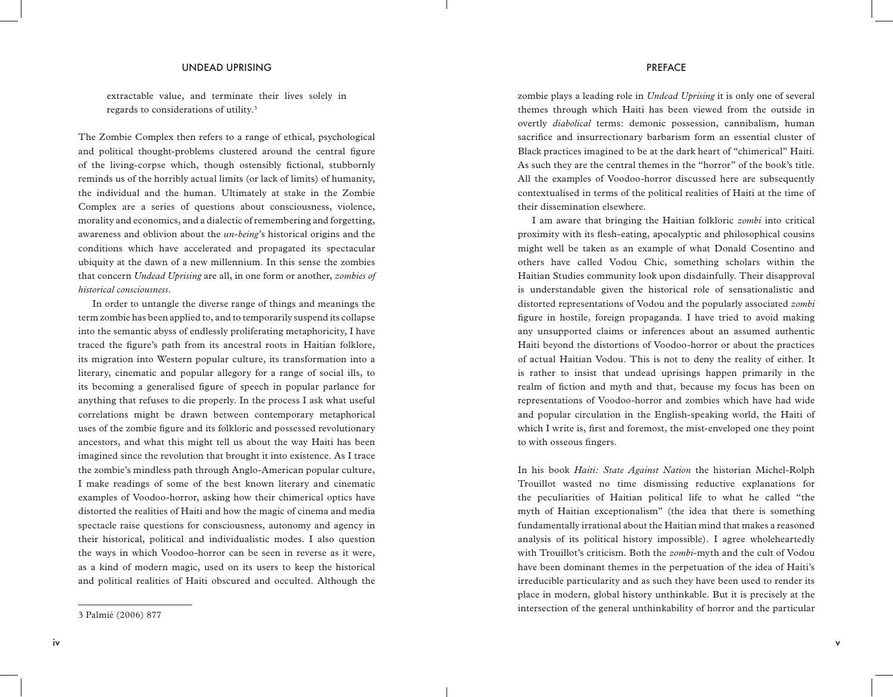extractable value, and terminate their lives solely in regards to considerations of utility.[3]

The Zombie Complex then refers to a range of ethical, psychological and political thought-problems clustered around the central figure of the living-corpse which, though ostensibly fictional, stubbornly reminds us of the horribly actual limits (or lack of limits) of humanity, the individual and the human. Ultimately at stake in the Zombie Complex are a series of questions about consciousness, violence, morality and economics, and a dialectic of remembering and forgetting, awareness and oblivion about the *un-being*'s historical origins and the conditions which have accelerated and propagated its spectacular ubiquity at the dawn of a new millennium. In this sense the zombies that concern *Undead Uprising* are all, in one form or another, *zombies of historical consciousness*.

In order to untangle the diverse range of things and meanings the term zombie has been applied to, and to temporarily suspend its collapse into the semantic abyss of endlessly proliferating metaphoricity, I have traced the figure's path from its ancestral roots in Haitian folklore, its migration into Western popular culture, its transformation into a literary, cinematic and popular allegory for a range of social ills, to its becoming a generalised figure of speech in popular parlance for anything that refuses to die properly. In the process I ask what useful correlations might be drawn between contemporary metaphorical uses of the zombie figure and its folkloric and possessed revolutionary ancestors, and what this might tell us about the way Haiti has been imagined since the revolution that brought it into existence. As I trace the zombie's mindless path through Anglo-American popular culture, I make readings of some of the best known literary and cinematic examples of Voodoo-horror, asking how their chimerical optics have distorted the realities of Haiti and how the magic of cinema and media spectacle raise questions for consciousness, autonomy and agency in their historical, political and individualistic modes. I also question the ways in which Voodoo-horror can be seen in reverse as it were, as a kind of modern magic, used on its users to keep the historical and political realities of Haiti obscured and occulted. Although the zombie plays a leading role in *Undead Uprising* it is only one of several themes through which Haiti has been viewed from the outside in overtly *diabolical* terms: demonic possession, cannibalism, human sacrifice and insurrectionary barbarism form an essential cluster of Black practices imagined to be at the dark heart of "chimerical" Haiti. As such they are the central themes in the "horror" of the book's title. All the examples of Voodoo-horror discussed here are subsequently contextualised in terms of the political realities of Haiti at the time of their dissemination elsewhere.

I am aware that bringing the Haitian folkloric *zombi* into critical proximity with its flesh-eating, apocalyptic and philosophical cousins might well be taken as an example of what Donald Cosentino and others have called Vodou Chic, something scholars within the Haitian Studies community look upon disdainfully. Their disapproval is understandable given the historical role of sensationalistic and distorted representations of Vodou and the popularly associated *zombi* figure in hostile, foreign propaganda. I have tried to avoid making any unsupported claims or inferences about an assumed authentic Haiti beyond the distortions of Voodoo-horror or about the practices of actual Haitian Vodou. This is not to deny the reality of either. It is rather to insist that undead uprisings happen primarily in the realm of fiction and myth and that, because my focus has been on representations of Voodoo-horror and zombies which have had wide and popular circulation in the English-speaking world, the Haiti of which I write is, first and foremost, the mist-enveloped one they point to with osseous fingers.

In his book *Haiti: State Against Nation* the historian Michel-Rolph Trouillot wasted no time dismissing reductive explanations for the peculiarities of Haitian political life to what he called "the myth of Haitian exceptionalism" (the idea that there is something fundamentally irrational about the Haitian mind that makes a reasoned analysis of its political history impossible). I agree wholeheartedly with Trouillot's criticism. Both the *zombi*-myth and the cult of Vodou have been dominant themes in the perpetuation of the idea of Haiti's irreducible particularity and as such they have been used to render its place in modern, global history unthinkable. But it is precisely at the intersection of the general unthinkability of horror and the particular

3 Palmié (2006) 877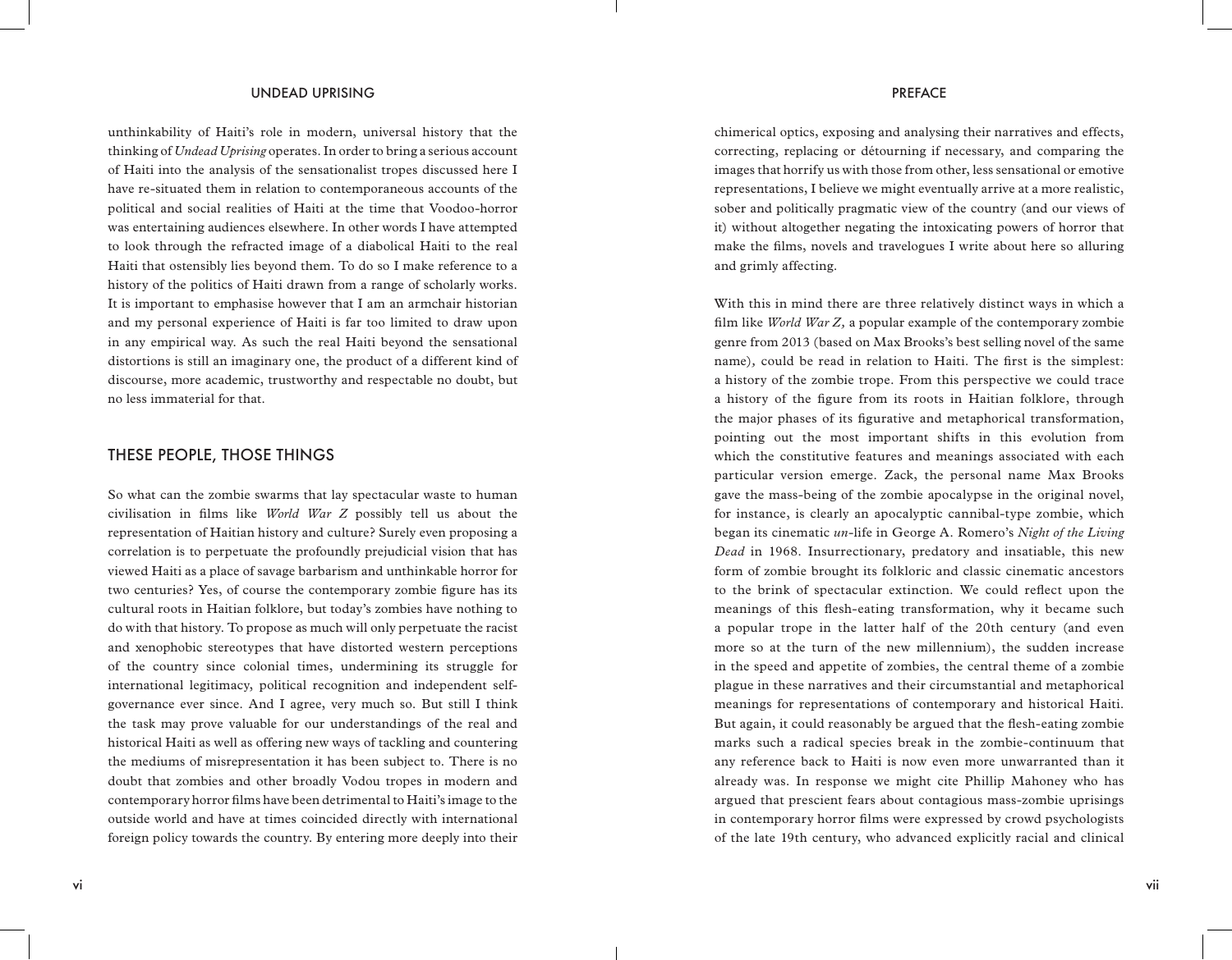unthinkability of Haiti's role in modern, universal history that the thinking of *Undead Uprising* operates. In order to bring a serious account of Haiti into the analysis of the sensationalist tropes discussed here I have re-situated them in relation to contemporaneous accounts of the political and social realities of Haiti at the time that Voodoo-horror was entertaining audiences elsewhere. In other words I have attempted to look through the refracted image of a diabolical Haiti to the real Haiti that ostensibly lies beyond them. To do so I make reference to a history of the politics of Haiti drawn from a range of scholarly works. It is important to emphasise however that I am an armchair historian and my personal experience of Haiti is far too limited to draw upon in any empirical way. As such the real Haiti beyond the sensational distortions is still an imaginary one, the product of a different kind of discourse, more academic, trustworthy and respectable no doubt, but no less immaterial for that.

## THESE PEOPLE, THOSE THINGS

So what can the zombie swarms that lay spectacular waste to human civilisation in films like *World War Z* possibly tell us about the representation of Haitian history and culture? Surely even proposing a correlation is to perpetuate the profoundly prejudicial vision that has viewed Haiti as a place of savage barbarism and unthinkable horror for two centuries? Yes, of course the contemporary zombie figure has its cultural roots in Haitian folklore, but today's zombies have nothing to do with that history. To propose as much will only perpetuate the racist and xenophobic stereotypes that have distorted western perceptions of the country since colonial times, undermining its struggle for international legitimacy, political recognition and independent self-governance ever since. And I agree, very much so. But still I think the task may prove valuable for our understandings of the real and historical Haiti as well as offering new ways of tackling and countering the mediums of misrepresentation it has been subject to. There is no doubt that zombies and other broadly Vodou tropes in modern and contemporary horror films have been detrimental to Haiti's image to the outside world and have at times coincided directly with international foreign policy towards the country. By entering more deeply into their chimerical optics, exposing and analysing their narratives and effects, correcting, replacing or détourning if necessary, and comparing the images that horrify us with those from other, less sensational or emotive representations, I believe we might eventually arrive at a more realistic, sober and politically pragmatic view of the country (and our views of it) without altogether negating the intoxicating powers of horror that make the films, novels and travelogues I write about here so alluring and grimly affecting.

With this in mind there are three relatively distinct ways in which a film like *World War Z,* a popular example of the contemporary zombie genre from 2013 (based on Max Brooks's best selling novel of the same name), could be read in relation to Haiti. The first is the simplest: a history of the zombie trope. From this perspective we could trace a history of the figure from its roots in Haitian folklore, through the major phases of its figurative and metaphorical transformation, pointing out the most important shifts in this evolution from which the constitutive features and meanings associated with each particular version emerge. Zack, the personal name Max Brooks gave the mass-being of the zombie apocalypse in the original novel, for instance, is clearly an apocalyptic cannibal-type zombie, which began its cinematic *un*-life in George A. Romero's *Night of the Living Dead* in 1968. Insurrectionary, predatory and insatiable, this new form of zombie brought its folkloric and classic cinematic ancestors to the brink of spectacular extinction. We could reflect upon the meanings of this flesh-eating transformation, why it became such a popular trope in the latter half of the 20th century (and even more so at the turn of the new millennium), the sudden increase in the speed and appetite of zombies, the central theme of a zombie plague in these narratives and their circumstantial and metaphorical meanings for representations of contemporary and historical Haiti. But again, it could reasonably be argued that the flesh-eating zombie marks such a radical species break in the zombie-continuum that any reference back to Haiti is now even more unwarranted than it already was. In response we might cite Phillip Mahoney who has argued that prescient fears about contagious mass-zombie uprisings in contemporary horror films were expressed by crowd psychologists of the late 19th century, who advanced explicitly racial and clinical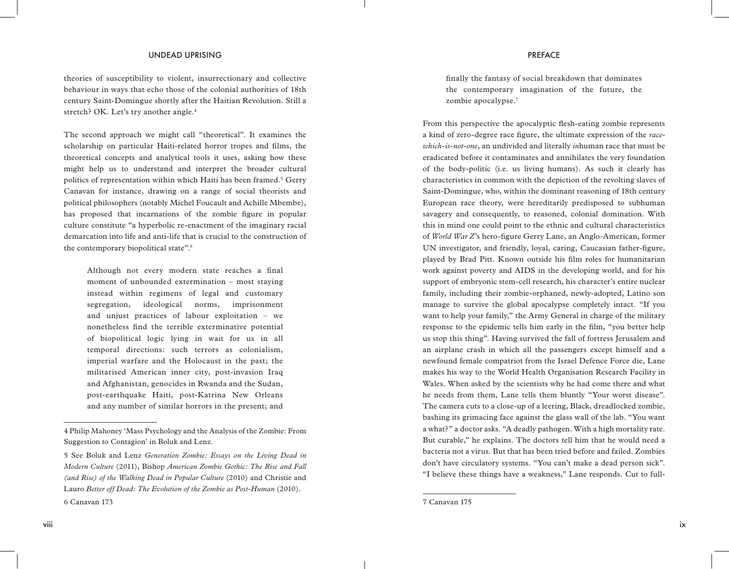theories of susceptibility to violent, insurrectionary and collective behaviour in ways that echo those of the colonial authorities of 18th century Saint-Domingue shortly after the Haitian Revolution. Still a stretch? OK. Let's try another angle.[4]

The second approach we might call "theoretical". It examines the scholarship on particular Haiti-related horror tropes and films, the theoretical concepts and analytical tools it uses, asking how these might help us to understand and interpret the broader cultural politics of representation within which Haiti has been framed.[5] Gerry Canavan for instance, drawing on a range of social theorists and political philosophers (notably Michel Foucault and Achille Mbembe), has proposed that incarnations of the zombie figure in popular culture constitute "a hyperbolic re-enactment of the imaginary racial demarcation into life and anti-life that is crucial to the construction of the contemporary biopolitical state".[6]

> Although not every modern state reaches a final moment of unbounded extermination – most staying instead within regimens of legal and customary segregation, ideological norms, imprisonment and unjust practices of labour exploitation – we nonetheless find the terrible exterminative potential of biopolitical logic lying in wait for us in all temporal directions: such terrors as colonialism, imperial warfare and the Holocaust in the past; the militarised American inner city, post-invasion Iraq and Afghanistan, genocides in Rwanda and the Sudan, post-earthquake Haiti, post-Katrina New Orleans and any number of similar horrors in the present; and finally the fantasy of social breakdown that dominates the contemporary imagination of the future, the zombie apocalypse.[7]

From this perspective the apocalyptic flesh-eating zombie represents a kind of zero-degree race figure, the ultimate expression of the *race-which-is-not-one*, an undivided and literally *in*human race that must be eradicated before it contaminates and annihilates the very foundation of the body-politic (i.e. us living humans). As such it clearly has characteristics in common with the depiction of the revolting slaves of Saint-Domingue, who, within the dominant reasoning of 18th century European race theory, were hereditarily predisposed to subhuman savagery and consequently, to reasoned, colonial domination. With this in mind one could point to the ethnic and cultural characteristics of *World War Z*'s hero-figure Gerry Lane, an Anglo-American, former UN investigator, and friendly, loyal, caring, Caucasian father-figure, played by Brad Pitt. Known outside his film roles for humanitarian work against poverty and AIDS in the developing world, and for his support of embryonic stem-cell research, his character's entire nuclear family, including their zombie-orphaned, newly-adopted, Latino son manage to survive the global apocalypse completely intact. "If you want to help your family," the Army General in charge of the military response to the epidemic tells him early in the film, "you better help us stop this thing". Having survived the fall of fortress Jerusalem and an airplane crash in which all the passengers except himself and a newfound female compatriot from the Israel Defence Force die, Lane makes his way to the World Health Organisation Research Facility in Wales. When asked by the scientists why he had come there and what he needs from them, Lane tells them bluntly "Your worst disease". The camera cuts to a close-up of a leering, Black, dreadlocked zombie, bashing its grimacing face against the glass wall of the lab. "You want a what?" a doctor asks. "A deadly pathogen. With a high mortality rate. But curable," he explains. The doctors tell him that he would need a bacteria not a virus. But that has been tried before and failed. Zombies don't have circulatory systems. "You can't make a dead person sick". "I believe these things have a weakness," Lane responds. Cut to full-

---

4 Philip Mahoney 'Mass Psychology and the Analysis of the Zombie: From Suggestion to Contagion' in Boluk and Lenz.

5 See Boluk and Lenz *Generation Zombie: Essays on the Living Dead in Modern Culture* (2011), Bishop *American Zombie Gothic: The Rise and Fall (and Rise) of the Walking Dead in Popular Culture* (2010) and Christie and Lauro *Better off Dead: The Evolution of the Zombie as Post-Human* (2010).

6 Canavan 173

7 Canavan 175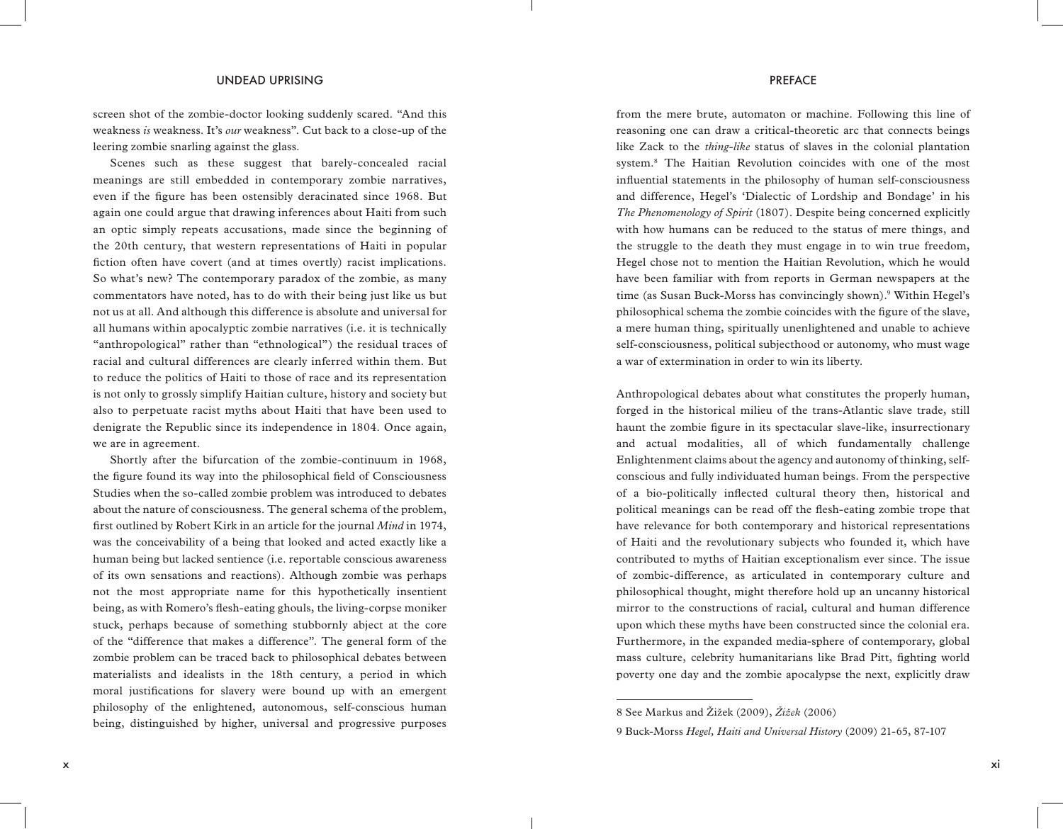screen shot of the zombie-doctor looking suddenly scared. "And this weakness *is* weakness. It's *our* weakness". Cut back to a close-up of the leering zombie snarling against the glass.

Scenes such as these suggest that barely-concealed racial meanings are still embedded in contemporary zombie narratives, even if the figure has been ostensibly deracinated since 1968. But again one could argue that drawing inferences about Haiti from such an optic simply repeats accusations, made since the beginning of the 20th century, that western representations of Haiti in popular fiction often have covert (and at times overtly) racist implications. So what's new? The contemporary paradox of the zombie, as many commentators have noted, has to do with their being just like us but not us at all. And although this difference is absolute and universal for all humans within apocalyptic zombie narratives (i.e. it is technically "anthropological" rather than "ethnological") the residual traces of racial and cultural differences are clearly inferred within them. But to reduce the politics of Haiti to those of race and its representation is not only to grossly simplify Haitian culture, history and society but also to perpetuate racist myths about Haiti that have been used to denigrate the Republic since its independence in 1804. Once again, we are in agreement.

Shortly after the bifurcation of the zombie-continuum in 1968, the figure found its way into the philosophical field of Consciousness Studies when the so-called zombie problem was introduced to debates about the nature of consciousness. The general schema of the problem, first outlined by Robert Kirk in an article for the journal *Mind* in 1974, was the conceivability of a being that looked and acted exactly like a human being but lacked sentience (i.e. reportable conscious awareness of its own sensations and reactions). Although zombie was perhaps not the most appropriate name for this hypothetically insentient being, as with Romero's flesh-eating ghouls, the living-corpse moniker stuck, perhaps because of something stubbornly abject at the core of the "difference that makes a difference". The general form of the zombie problem can be traced back to philosophical debates between materialists and idealists in the 18th century, a period in which moral justifications for slavery were bound up with an emergent philosophy of the enlightened, autonomous, self-conscious human being, distinguished by higher, universal and progressive purposes from the mere brute, automaton or machine. Following this line of reasoning one can draw a critical-theoretic arc that connects beings like Zack to the *thing-like* status of slaves in the colonial plantation system.[8] The Haitian Revolution coincides with one of the most influential statements in the philosophy of human self-consciousness and difference, Hegel's 'Dialectic of Lordship and Bondage' in his *The Phenomenology of Spirit* (1807). Despite being concerned explicitly with how humans can be reduced to the status of mere things, and the struggle to the death they must engage in to win true freedom, Hegel chose not to mention the Haitian Revolution, which he would have been familiar with from reports in German newspapers at the time (as Susan Buck-Morss has convincingly shown).[9] Within Hegel's philosophical schema the zombie coincides with the figure of the slave, a mere human thing, spiritually unenlightened and unable to achieve self-consciousness, political subjecthood or autonomy, who must wage a war of extermination in order to win its liberty.

Anthropological debates about what constitutes the properly human, forged in the historical milieu of the trans-Atlantic slave trade, still haunt the zombie figure in its spectacular slave-like, insurrectionary and actual modalities, all of which fundamentally challenge Enlightenment claims about the agency and autonomy of thinking, self-conscious and fully individuated human beings. From the perspective of a bio-politically inflected cultural theory then, historical and political meanings can be read off the flesh-eating zombie trope that have relevance for both contemporary and historical representations of Haiti and the revolutionary subjects who founded it, which have contributed to myths of Haitian exceptionalism ever since. The issue of zombic-difference, as articulated in contemporary culture and philosophical thought, might therefore hold up an uncanny historical mirror to the constructions of racial, cultural and human difference upon which these myths have been constructed since the colonial era. Furthermore, in the expanded media-sphere of contemporary, global mass culture, celebrity humanitarians like Brad Pitt, fighting world poverty one day and the zombie apocalypse the next, explicitly draw

---

8 See Markus and Žižek (2009), *Žižek* (2006)

9 Buck-Morss *Hegel, Haiti and Universal History* (2009) 21-65, 87-107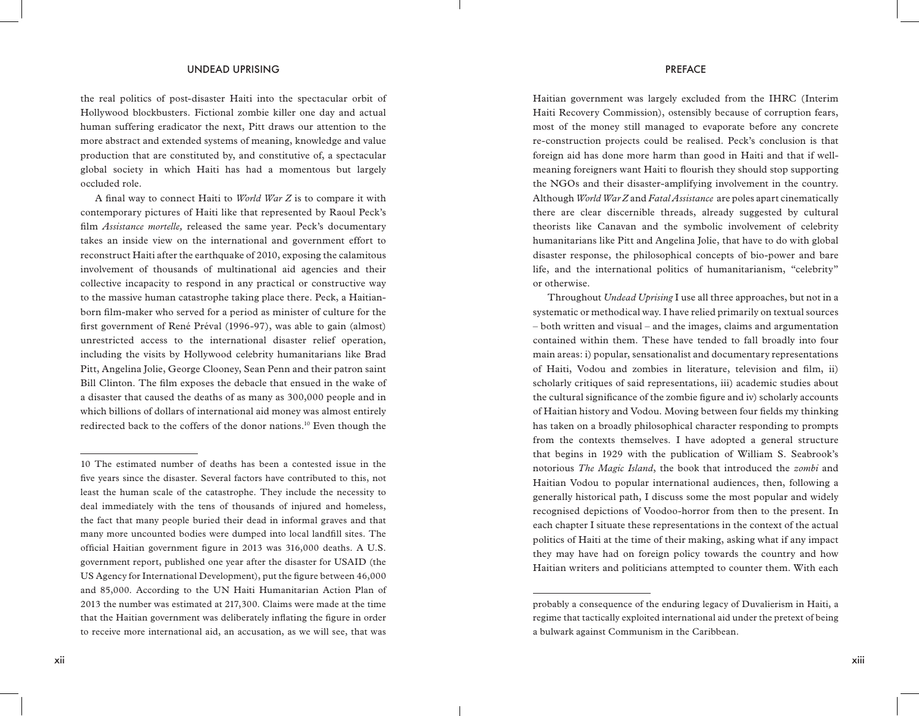the real politics of post-disaster Haiti into the spectacular orbit of Hollywood blockbusters. Fictional zombie killer one day and actual human suffering eradicator the next, Pitt draws our attention to the more abstract and extended systems of meaning, knowledge and value production that are constituted by, and constitutive of, a spectacular global society in which Haiti has had a momentous but largely occluded role.

A final way to connect Haiti to *World War Z* is to compare it with contemporary pictures of Haiti like that represented by Raoul Peck's film *Assistance mortelle*, released the same year. Peck's documentary takes an inside view on the international and government effort to reconstruct Haiti after the earthquake of 2010, exposing the calamitous involvement of thousands of multinational aid agencies and their collective incapacity to respond in any practical or constructive way to the massive human catastrophe taking place there. Peck, a Haitian-born film-maker who served for a period as minister of culture for the first government of René Préval (1996-97), was able to gain (almost) unrestricted access to the international disaster relief operation, including the visits by Hollywood celebrity humanitarians like Brad Pitt, Angelina Jolie, George Clooney, Sean Penn and their patron saint Bill Clinton. The film exposes the debacle that ensued in the wake of a disaster that caused the deaths of as many as 300,000 people and in which billions of dollars of international aid money was almost entirely redirected back to the coffers of the donor nations.[10] Even though the Haitian government was largely excluded from the IHRC (Interim Haiti Recovery Commission), ostensibly because of corruption fears, most of the money still managed to evaporate before any concrete re-construction projects could be realised. Peck's conclusion is that foreign aid has done more harm than good in Haiti and that if well-meaning foreigners want Haiti to flourish they should stop supporting the NGOs and their disaster-amplifying involvement in the country. Although *World War Z* and *Fatal Assistance* are poles apart cinematically there are clear discernible threads, already suggested by cultural theorists like Canavan and the symbolic involvement of celebrity humanitarians like Pitt and Angelina Jolie, that have to do with global disaster response, the philosophical concepts of bio-power and bare life, and the international politics of humanitarianism, "celebrity" or otherwise.

Throughout *Undead Uprising* I use all three approaches, but not in a systematic or methodical way. I have relied primarily on textual sources – both written and visual – and the images, claims and argumentation contained within them. These have tended to fall broadly into four main areas: i) popular, sensationalist and documentary representations of Haiti, Vodou and zombies in literature, television and film, ii) scholarly critiques of said representations, iii) academic studies about the cultural significance of the zombie figure and iv) scholarly accounts of Haitian history and Vodou. Moving between four fields my thinking has taken on a broadly philosophical character responding to prompts from the contexts themselves. I have adopted a general structure that begins in 1929 with the publication of William S. Seabrook's notorious *The Magic Island*, the book that introduced the *zombi* and Haitian Vodou to popular international audiences, then, following a generally historical path, I discuss some the most popular and widely recognised depictions of Voodoo-horror from then to the present. In each chapter I situate these representations in the context of the actual politics of Haiti at the time of their making, asking what if any impact they may have had on foreign policy towards the country and how Haitian writers and politicians attempted to counter them. With each

10 The estimated number of deaths has been a contested issue in the five years since the disaster. Several factors have contributed to this, not least the human scale of the catastrophe. They include the necessity to deal immediately with the tens of thousands of injured and homeless, the fact that many people buried their dead in informal graves and that many more uncounted bodies were dumped into local landfill sites. The official Haitian government figure in 2013 was 316,000 deaths. A U.S. government report, published one year after the disaster for USAID (the US Agency for International Development), put the figure between 46,000 and 85,000. According to the UN Haiti Humanitarian Action Plan of 2013 the number was estimated at 217,300. Claims were made at the time that the Haitian government was deliberately inflating the figure in order to receive more international aid, an accusation, as we will see, that was probably a consequence of the enduring legacy of Duvalierism in Haiti, a regime that tactically exploited international aid under the pretext of being a bulwark against Communism in the Caribbean.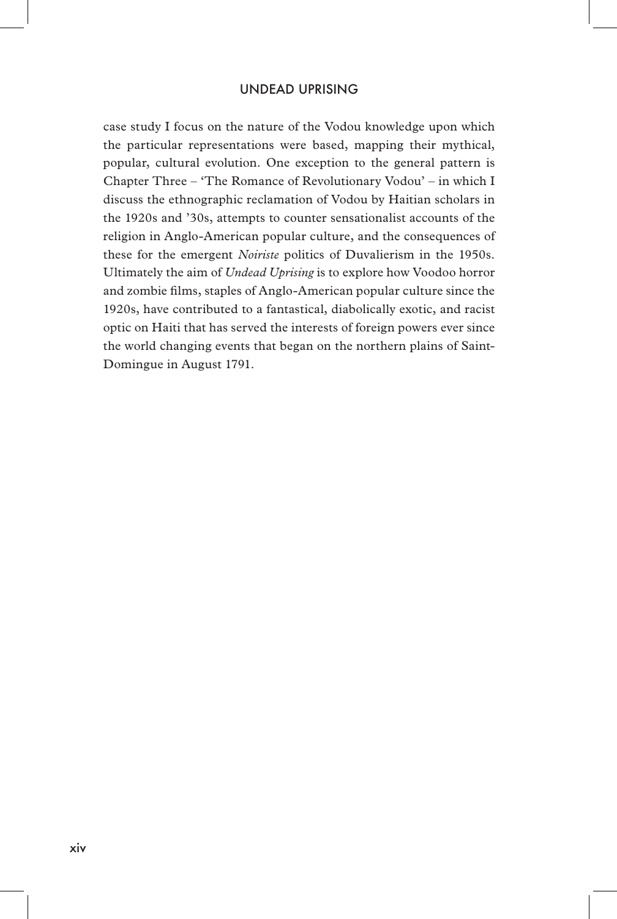case study I focus on the nature of the Vodou knowledge upon which the particular representations were based, mapping their mythical, popular, cultural evolution. One exception to the general pattern is Chapter Three – 'The Romance of Revolutionary Vodou' – in which I discuss the ethnographic reclamation of Vodou by Haitian scholars in the 1920s and '30s, attempts to counter sensationalist accounts of the religion in Anglo-American popular culture, and the consequences of these for the emergent *Noiriste* politics of Duvalierism in the 1950s. Ultimately the aim of *Undead Uprising* is to explore how Voodoo horror and zombie films, staples of Anglo-American popular culture since the 1920s, have contributed to a fantastical, diabolically exotic, and racist optic on Haiti that has served the interests of foreign powers ever since the world changing events that began on the northern plains of Saint-Domingue in August 1791.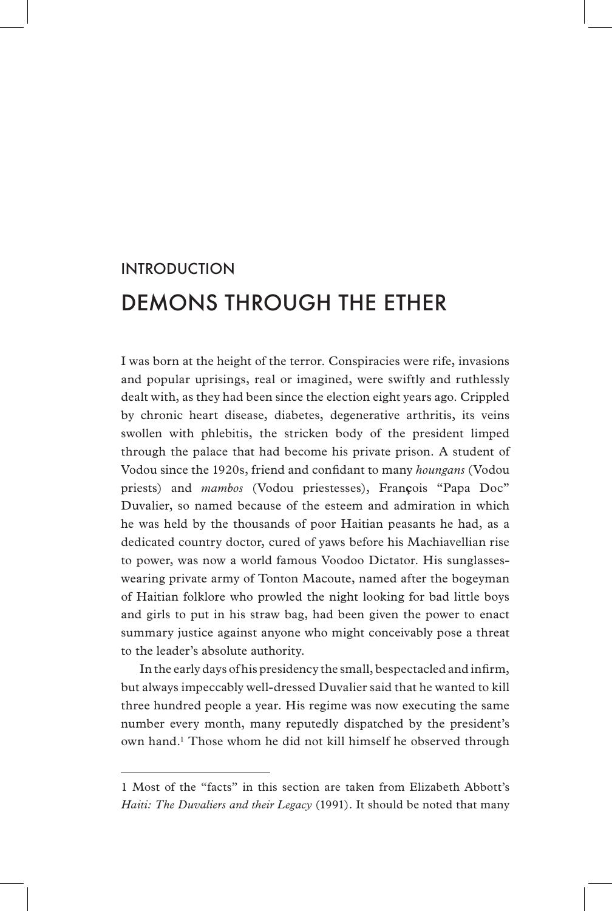# INTRODUCTION

# DEMONS THROUGH THE ETHER

I was born at the height of the terror. Conspiracies were rife, invasions and popular uprisings, real or imagined, were swiftly and ruthlessly dealt with, as they had been since the election eight years ago. Crippled by chronic heart disease, diabetes, degenerative arthritis, its veins swollen with phlebitis, the stricken body of the president limped through the palace that had become his private prison. A student of Vodou since the 1920s, friend and confidant to many *houngans* (Vodou priests) and *mambos* (Vodou priestesses), François "Papa Doc" Duvalier, so named because of the esteem and admiration in which he was held by the thousands of poor Haitian peasants he had, as a dedicated country doctor, cured of yaws before his Machiavellian rise to power, was now a world famous Voodoo Dictator. His sunglasses-wearing private army of Tonton Macoute, named after the bogeyman of Haitian folklore who prowled the night looking for bad little boys and girls to put in his straw bag, had been given the power to enact summary justice against anyone who might conceivably pose a threat to the leader's absolute authority.

In the early days of his presidency the small, bespectacled and infirm, but always impeccably well-dressed Duvalier said that he wanted to kill three hundred people a year. His regime was now executing the same number every month, many reputedly dispatched by the president's own hand.[1] Those whom he did not kill himself he observed through

---

1 Most of the "facts" in this section are taken from Elizabeth Abbott's *Haiti: The Duvaliers and their Legacy* (1991). It should be noted that many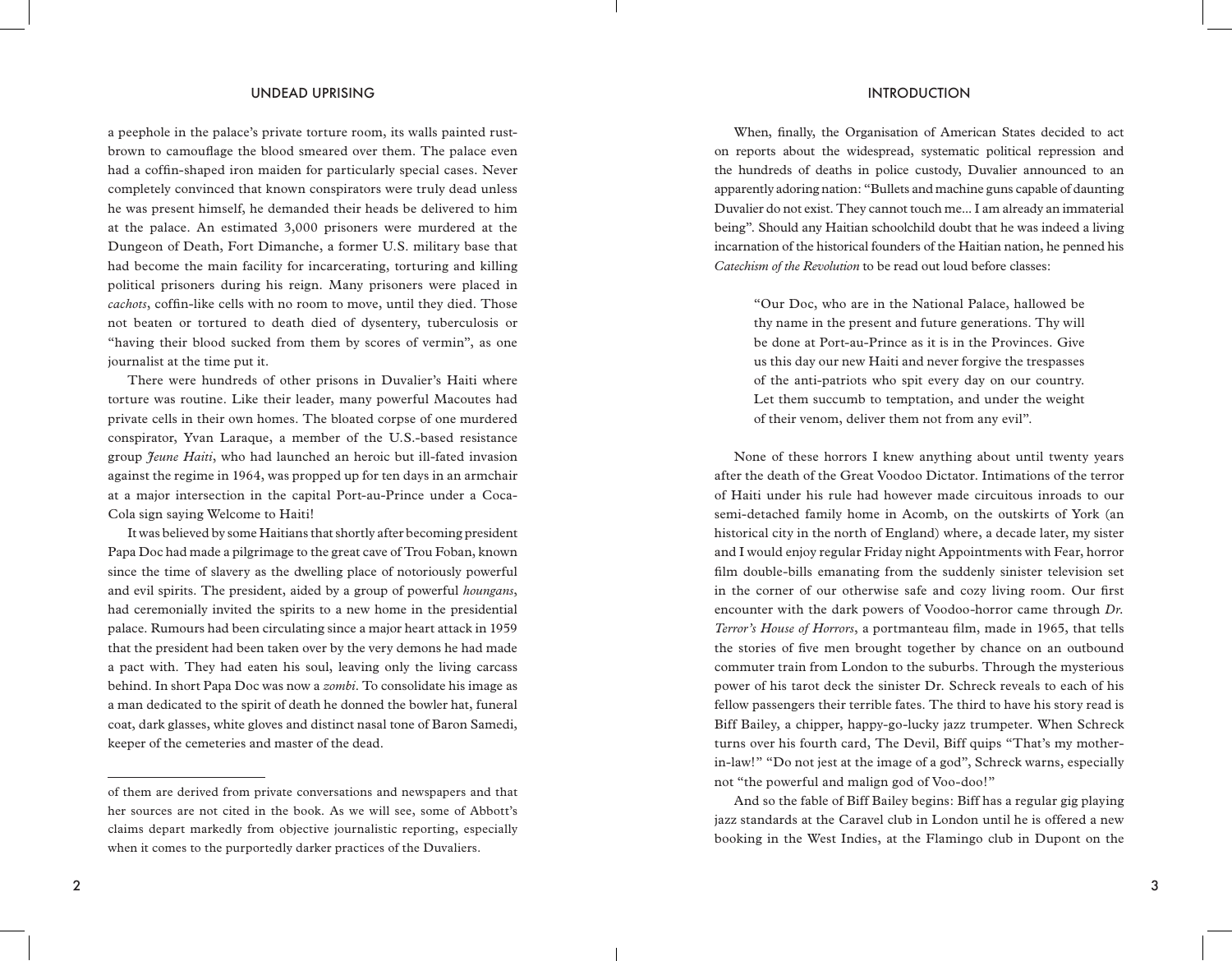a peephole in the palace's private torture room, its walls painted rust-brown to camouflage the blood smeared over them. The palace even had a coffin-shaped iron maiden for particularly special cases. Never completely convinced that known conspirators were truly dead unless he was present himself, he demanded their heads be delivered to him at the palace. An estimated 3,000 prisoners were murdered at the Dungeon of Death, Fort Dimanche, a former U.S. military base that had become the main facility for incarcerating, torturing and killing political prisoners during his reign. Many prisoners were placed in *cachots*, coffin-like cells with no room to move, until they died. Those not beaten or tortured to death died of dysentery, tuberculosis or "having their blood sucked from them by scores of vermin", as one journalist at the time put it.

There were hundreds of other prisons in Duvalier's Haiti where torture was routine. Like their leader, many powerful Macoutes had private cells in their own homes. The bloated corpse of one murdered conspirator, Yvan Laraque, a member of the U.S.-based resistance group *Jeune Haiti*, who had launched an heroic but ill-fated invasion against the regime in 1964, was propped up for ten days in an armchair at a major intersection in the capital Port-au-Prince under a Coca-Cola sign saying Welcome to Haiti!

It was believed by some Haitians that shortly after becoming president Papa Doc had made a pilgrimage to the great cave of Trou Foban, known since the time of slavery as the dwelling place of notoriously powerful and evil spirits. The president, aided by a group of powerful *houngans*, had ceremonially invited the spirits to a new home in the presidential palace. Rumours had been circulating since a major heart attack in 1959 that the president had been taken over by the very demons he had made a pact with. They had eaten his soul, leaving only the living carcass behind. In short Papa Doc was now a *zombi*. To consolidate his image as a man dedicated to the spirit of death he donned the bowler hat, funeral coat, dark glasses, white gloves and distinct nasal tone of Baron Samedi, keeper of the cemeteries and master of the dead.

---

of them are derived from private conversations and newspapers and that her sources are not cited in the book. As we will see, some of Abbott's claims depart markedly from objective journalistic reporting, especially when it comes to the purportedly darker practices of the Duvaliers.

When, finally, the Organisation of American States decided to act on reports about the widespread, systematic political repression and the hundreds of deaths in police custody, Duvalier announced to an apparently adoring nation: "Bullets and machine guns capable of daunting Duvalier do not exist. They cannot touch me... I am already an immaterial being". Should any Haitian schoolchild doubt that he was indeed a living incarnation of the historical founders of the Haitian nation, he penned his *Catechism of the Revolution* to be read out loud before classes:

> "Our Doc, who are in the National Palace, hallowed be thy name in the present and future generations. Thy will be done at Port-au-Prince as it is in the Provinces. Give us this day our new Haiti and never forgive the trespasses of the anti-patriots who spit every day on our country. Let them succumb to temptation, and under the weight of their venom, deliver them not from any evil".

None of these horrors I knew anything about until twenty years after the death of the Great Voodoo Dictator. Intimations of the terror of Haiti under his rule had however made circuitous inroads to our semi-detached family home in Acomb, on the outskirts of York (an historical city in the north of England) where, a decade later, my sister and I would enjoy regular Friday night Appointments with Fear, horror film double-bills emanating from the suddenly sinister television set in the corner of our otherwise safe and cozy living room. Our first encounter with the dark powers of Voodoo-horror came through *Dr. Terror's House of Horrors*, a portmanteau film, made in 1965, that tells the stories of five men brought together by chance on an outbound commuter train from London to the suburbs. Through the mysterious power of his tarot deck the sinister Dr. Schreck reveals to each of his fellow passengers their terrible fates. The third to have his story read is Biff Bailey, a chipper, happy-go-lucky jazz trumpeter. When Schreck turns over his fourth card, The Devil, Biff quips "That's my mother-in-law!" "Do not jest at the image of a god", Schreck warns, especially not "the powerful and malign god of Voo-doo!"

And so the fable of Biff Bailey begins: Biff has a regular gig playing jazz standards at the Caravel club in London until he is offered a new booking in the West Indies, at the Flamingo club in Dupont on the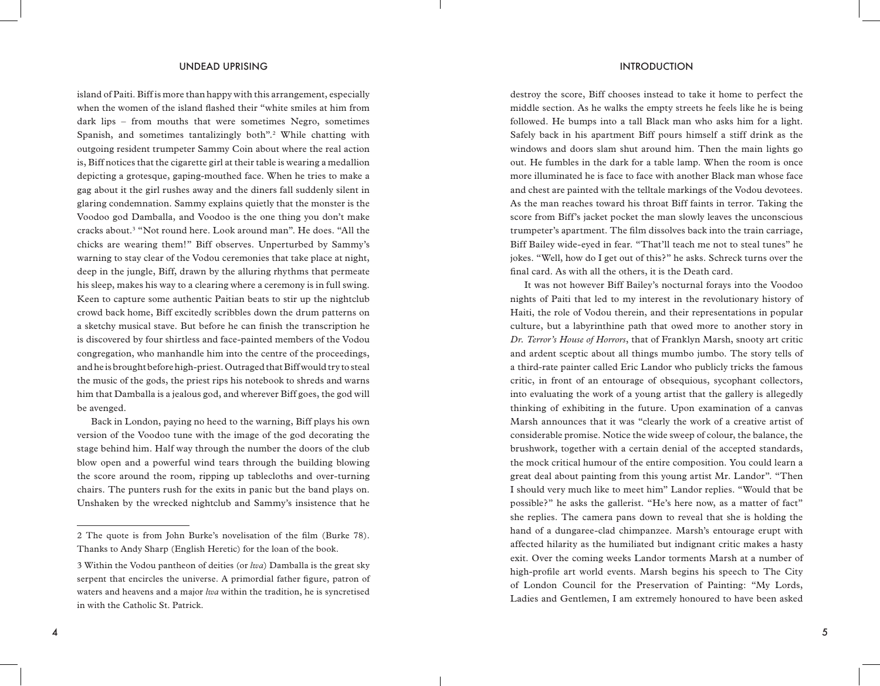island of Paiti. Biff is more than happy with this arrangement, especially when the women of the island flashed their "white smiles at him from dark lips – from mouths that were sometimes Negro, sometimes Spanish, and sometimes tantalizingly both".[2] While chatting with outgoing resident trumpeter Sammy Coin about where the real action is, Biff notices that the cigarette girl at their table is wearing a medallion depicting a grotesque, gaping-mouthed face. When he tries to make a gag about it the girl rushes away and the diners fall suddenly silent in glaring condemnation. Sammy explains quietly that the monster is the Voodoo god Damballa, and Voodoo is the one thing you don't make cracks about.[3] "Not round here. Look around man". He does. "All the chicks are wearing them!" Biff observes. Unperturbed by Sammy's warning to stay clear of the Vodou ceremonies that take place at night, deep in the jungle, Biff, drawn by the alluring rhythms that permeate his sleep, makes his way to a clearing where a ceremony is in full swing. Keen to capture some authentic Paitian beats to stir up the nightclub crowd back home, Biff excitedly scribbles down the drum patterns on a sketchy musical stave. But before he can finish the transcription he is discovered by four shirtless and face-painted members of the Vodou congregation, who manhandle him into the centre of the proceedings, and he is brought before high-priest. Outraged that Biff would try to steal the music of the gods, the priest rips his notebook to shreds and warns him that Damballa is a jealous god, and wherever Biff goes, the god will be avenged.

Back in London, paying no heed to the warning, Biff plays his own version of the Voodoo tune with the image of the god decorating the stage behind him. Half way through the number the doors of the club blow open and a powerful wind tears through the building blowing the score around the room, ripping up tablecloths and over-turning chairs. The punters rush for the exits in panic but the band plays on. Unshaken by the wrecked nightclub and Sammy's insistence that he destroy the score, Biff chooses instead to take it home to perfect the middle section. As he walks the empty streets he feels like he is being followed. He bumps into a tall Black man who asks him for a light. Safely back in his apartment Biff pours himself a stiff drink as the windows and doors slam shut around him. Then the main lights go out. He fumbles in the dark for a table lamp. When the room is once more illuminated he is face to face with another Black man whose face and chest are painted with the telltale markings of the Vodou devotees. As the man reaches toward his throat Biff faints in terror. Taking the score from Biff's jacket pocket the man slowly leaves the unconscious trumpeter's apartment. The film dissolves back into the train carriage, Biff Bailey wide-eyed in fear. "That'll teach me not to steal tunes" he jokes. "Well, how do I get out of this?" he asks. Schreck turns over the final card. As with all the others, it is the Death card.

It was not however Biff Bailey's nocturnal forays into the Voodoo nights of Paiti that led to my interest in the revolutionary history of Haiti, the role of Vodou therein, and their representations in popular culture, but a labyrinthine path that owed more to another story in *Dr. Terror's House of Horrors*, that of Franklyn Marsh, snooty art critic and ardent sceptic about all things mumbo jumbo. The story tells of a third-rate painter called Eric Landor who publicly tricks the famous critic, in front of an entourage of obsequious, sycophant collectors, into evaluating the work of a young artist that the gallery is allegedly thinking of exhibiting in the future. Upon examination of a canvas Marsh announces that it was "clearly the work of a creative artist of considerable promise. Notice the wide sweep of colour, the balance, the brushwork, together with a certain denial of the accepted standards, the mock critical humour of the entire composition. You could learn a great deal about painting from this young artist Mr. Landor". "Then I should very much like to meet him" Landor replies. "Would that be possible?" he asks the gallerist. "He's here now, as a matter of fact" she replies. The camera pans down to reveal that she is holding the hand of a dungaree-clad chimpanzee. Marsh's entourage erupt with affected hilarity as the humiliated but indignant critic makes a hasty exit. Over the coming weeks Landor torments Marsh at a number of high-profile art world events. Marsh begins his speech to The City of London Council for the Preservation of Painting: "My Lords, Ladies and Gentlemen, I am extremely honoured to have been asked

---

2 The quote is from John Burke's novelisation of the film (Burke 78). Thanks to Andy Sharp (English Heretic) for the loan of the book.

3 Within the Vodou pantheon of deities (or *lwa*) Damballa is the great sky serpent that encircles the universe. A primordial father figure, patron of waters and heavens and a major *lwa* within the tradition, he is syncretised in with the Catholic St. Patrick.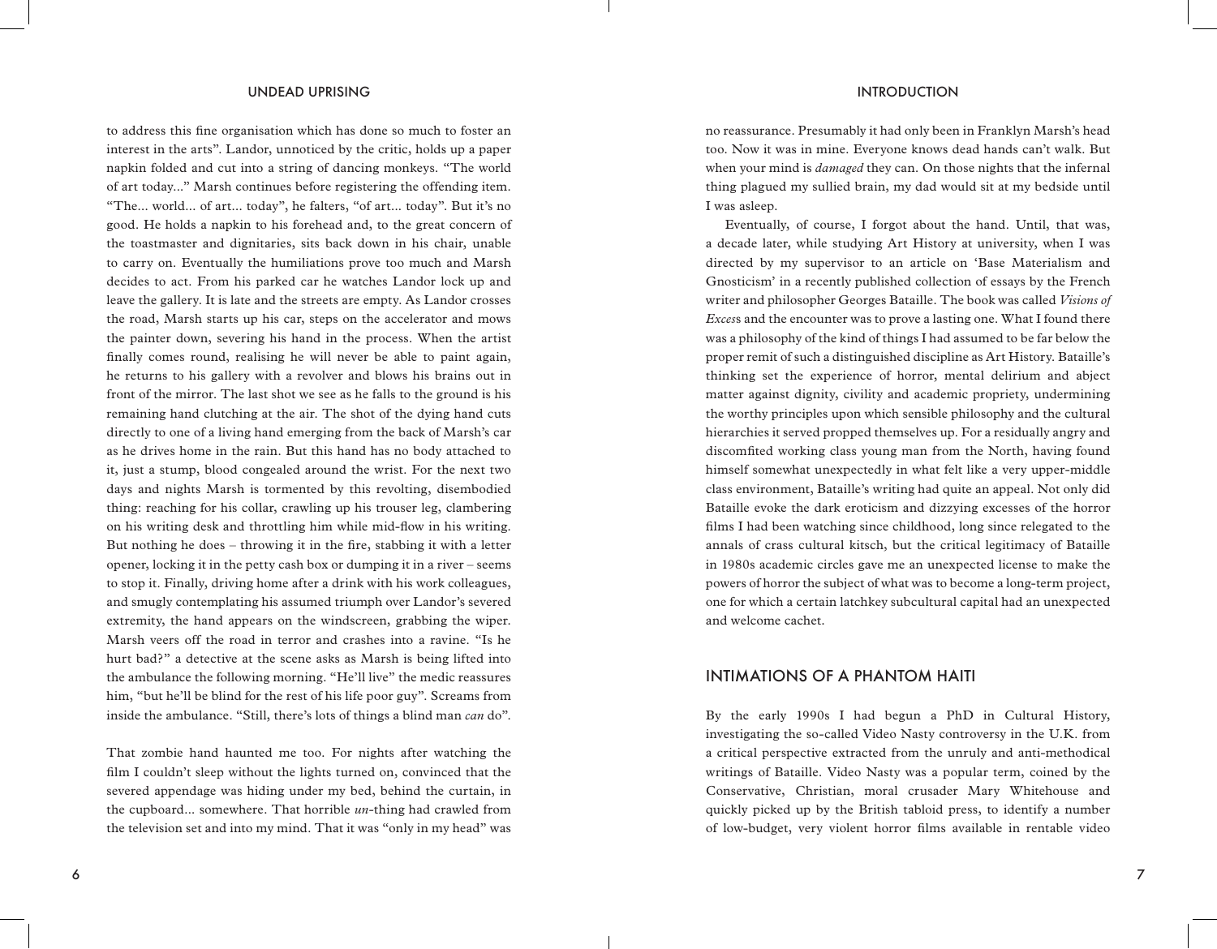to address this fine organisation which has done so much to foster an interest in the arts". Landor, unnoticed by the critic, holds up a paper napkin folded and cut into a string of dancing monkeys. "The world of art today..." Marsh continues before registering the offending item. "The... world... of art... today", he falters, "of art... today". But it's no good. He holds a napkin to his forehead and, to the great concern of the toastmaster and dignitaries, sits back down in his chair, unable to carry on. Eventually the humiliations prove too much and Marsh decides to act. From his parked car he watches Landor lock up and leave the gallery. It is late and the streets are empty. As Landor crosses the road, Marsh starts up his car, steps on the accelerator and mows the painter down, severing his hand in the process. When the artist finally comes round, realising he will never be able to paint again, he returns to his gallery with a revolver and blows his brains out in front of the mirror. The last shot we see as he falls to the ground is his remaining hand clutching at the air. The shot of the dying hand cuts directly to one of a living hand emerging from the back of Marsh's car as he drives home in the rain. But this hand has no body attached to it, just a stump, blood congealed around the wrist. For the next two days and nights Marsh is tormented by this revolting, disembodied thing: reaching for his collar, crawling up his trouser leg, clambering on his writing desk and throttling him while mid-flow in his writing. But nothing he does – throwing it in the fire, stabbing it with a letter opener, locking it in the petty cash box or dumping it in a river – seems to stop it. Finally, driving home after a drink with his work colleagues, and smugly contemplating his assumed triumph over Landor's severed extremity, the hand appears on the windscreen, grabbing the wiper. Marsh veers off the road in terror and crashes into a ravine. "Is he hurt bad?" a detective at the scene asks as Marsh is being lifted into the ambulance the following morning. "He'll live" the medic reassures him, "but he'll be blind for the rest of his life poor guy". Screams from inside the ambulance. "Still, there's lots of things a blind man *can* do".

That zombie hand haunted me too. For nights after watching the film I couldn't sleep without the lights turned on, convinced that the severed appendage was hiding under my bed, behind the curtain, in the cupboard... somewhere. That horrible *un*-thing had crawled from the television set and into my mind. That it was "only in my head" was no reassurance. Presumably it had only been in Franklyn Marsh's head too. Now it was in mine. Everyone knows dead hands can't walk. But when your mind is *damaged* they can. On those nights that the infernal thing plagued my sullied brain, my dad would sit at my bedside until I was asleep.

Eventually, of course, I forgot about the hand. Until, that was, a decade later, while studying Art History at university, when I was directed by my supervisor to an article on 'Base Materialism and Gnosticism' in a recently published collection of essays by the French writer and philosopher Georges Bataille. The book was called *Visions of Excess* and the encounter was to prove a lasting one. What I found there was a philosophy of the kind of things I had assumed to be far below the proper remit of such a distinguished discipline as Art History. Bataille's thinking set the experience of horror, mental delirium and abject matter against dignity, civility and academic propriety, undermining the worthy principles upon which sensible philosophy and the cultural hierarchies it served propped themselves up. For a residually angry and discomfited working class young man from the North, having found himself somewhat unexpectedly in what felt like a very upper-middle class environment, Bataille's writing had quite an appeal. Not only did Bataille evoke the dark eroticism and dizzying excesses of the horror films I had been watching since childhood, long since relegated to the annals of crass cultural kitsch, but the critical legitimacy of Bataille in 1980s academic circles gave me an unexpected license to make the powers of horror the subject of what was to become a long-term project, one for which a certain latchkey subcultural capital had an unexpected and welcome cachet.

## INTIMATIONS OF A PHANTOM HAITI

By the early 1990s I had begun a PhD in Cultural History, investigating the so-called Video Nasty controversy in the U.K. from a critical perspective extracted from the unruly and anti-methodical writings of Bataille. Video Nasty was a popular term, coined by the Conservative, Christian, moral crusader Mary Whitehouse and quickly picked up by the British tabloid press, to identify a number of low-budget, very violent horror films available in rentable video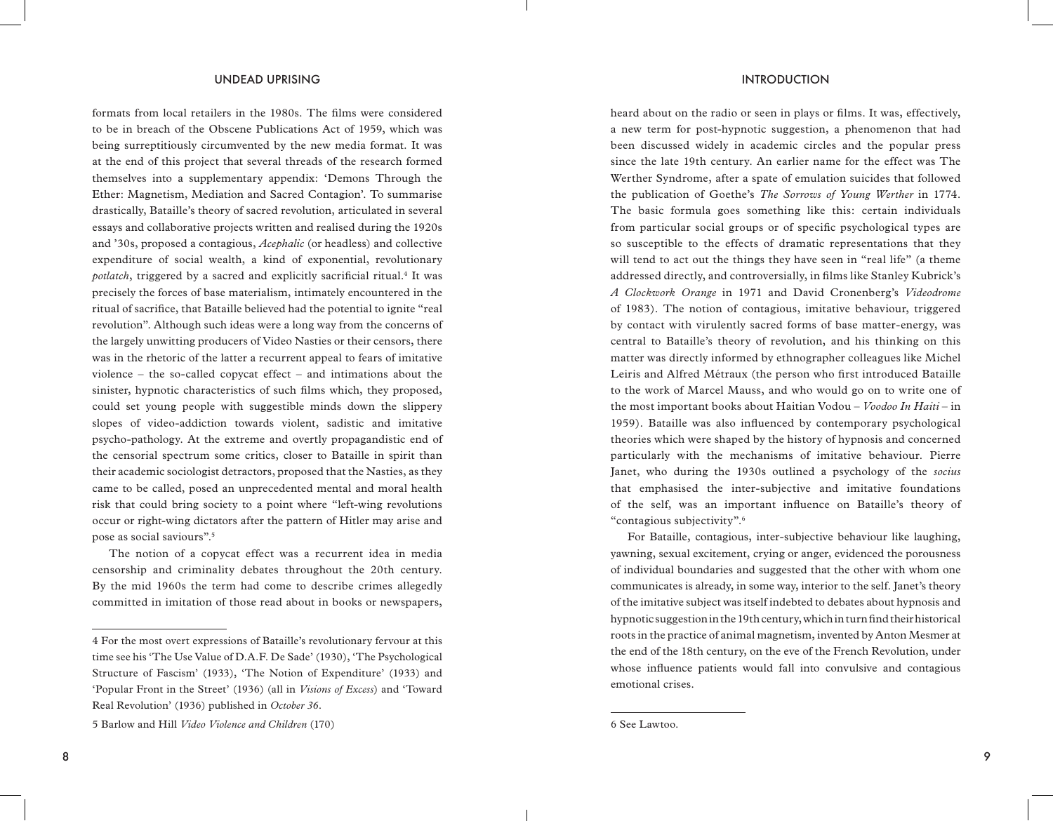formats from local retailers in the 1980s. The films were considered to be in breach of the Obscene Publications Act of 1959, which was being surreptitiously circumvented by the new media format. It was at the end of this project that several threads of the research formed themselves into a supplementary appendix: 'Demons Through the Ether: Magnetism, Mediation and Sacred Contagion'. To summarise drastically, Bataille's theory of sacred revolution, articulated in several essays and collaborative projects written and realised during the 1920s and '30s, proposed a contagious, *Acephalic* (or headless) and collective expenditure of social wealth, a kind of exponential, revolutionary *potlatch*, triggered by a sacred and explicitly sacrificial ritual.[4] It was precisely the forces of base materialism, intimately encountered in the ritual of sacrifice, that Bataille believed had the potential to ignite "real revolution". Although such ideas were a long way from the concerns of the largely unwitting producers of Video Nasties or their censors, there was in the rhetoric of the latter a recurrent appeal to fears of imitative violence – the so-called copycat effect – and intimations about the sinister, hypnotic characteristics of such films which, they proposed, could set young people with suggestible minds down the slippery slopes of video-addiction towards violent, sadistic and imitative psycho-pathology. At the extreme and overtly propagandistic end of the censorial spectrum some critics, closer to Bataille in spirit than their academic sociologist detractors, proposed that the Nasties, as they came to be called, posed an unprecedented mental and moral health risk that could bring society to a point where "left-wing revolutions occur or right-wing dictators after the pattern of Hitler may arise and pose as social saviours".[5]

The notion of a copycat effect was a recurrent idea in media censorship and criminality debates throughout the 20th century. By the mid 1960s the term had come to describe crimes allegedly committed in imitation of those read about in books or newspapers, heard about on the radio or seen in plays or films. It was, effectively, a new term for post-hypnotic suggestion, a phenomenon that had been discussed widely in academic circles and the popular press since the late 19th century. An earlier name for the effect was The Werther Syndrome, after a spate of emulation suicides that followed the publication of Goethe's *The Sorrows of Young Werther* in 1774. The basic formula goes something like this: certain individuals from particular social groups or of specific psychological types are so susceptible to the effects of dramatic representations that they will tend to act out the things they have seen in "real life" (a theme addressed directly, and controversially, in films like Stanley Kubrick's *A Clockwork Orange* in 1971 and David Cronenberg's *Videodrome* of 1983). The notion of contagious, imitative behaviour, triggered by contact with virulently sacred forms of base matter-energy, was central to Bataille's theory of revolution, and his thinking on this matter was directly informed by ethnographer colleagues like Michel Leiris and Alfred Métraux (the person who first introduced Bataille to the work of Marcel Mauss, and who would go on to write one of the most important books about Haitian Vodou – *Voodoo In Haiti* – in 1959). Bataille was also influenced by contemporary psychological theories which were shaped by the history of hypnosis and concerned particularly with the mechanisms of imitative behaviour. Pierre Janet, who during the 1930s outlined a psychology of the *socius* that emphasised the inter-subjective and imitative foundations of the self, was an important influence on Bataille's theory of "contagious subjectivity".[6]

For Bataille, contagious, inter-subjective behaviour like laughing, yawning, sexual excitement, crying or anger, evidenced the porousness of individual boundaries and suggested that the other with whom one communicates is already, in some way, interior to the self. Janet's theory of the imitative subject was itself indebted to debates about hypnosis and hypnotic suggestion in the 19th century, which in turn find their historical roots in the practice of animal magnetism, invented by Anton Mesmer at the end of the 18th century, on the eve of the French Revolution, under whose influence patients would fall into convulsive and contagious emotional crises.

---

4 For the most overt expressions of Bataille's revolutionary fervour at this time see his 'The Use Value of D.A.F. De Sade' (1930), 'The Psychological Structure of Fascism' (1933), 'The Notion of Expenditure' (1933) and 'Popular Front in the Street' (1936) (all in *Visions of Excess*) and 'Toward Real Revolution' (1936) published in *October 36*.

5 Barlow and Hill *Video Violence and Children* (170)

6 See Lawtoo.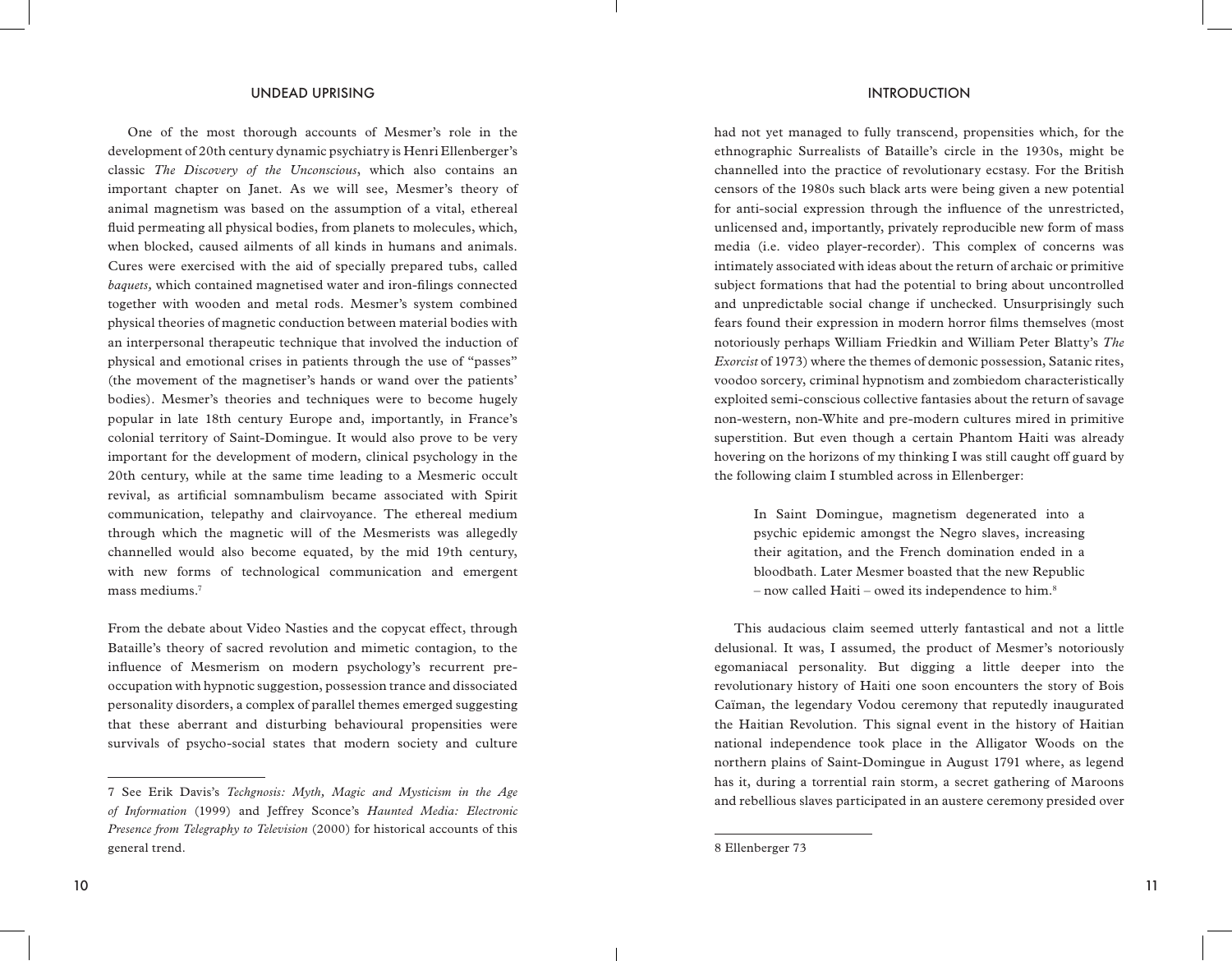One of the most thorough accounts of Mesmer's role in the development of 20th century dynamic psychiatry is Henri Ellenberger's classic *The Discovery of the Unconscious*, which also contains an important chapter on Janet. As we will see, Mesmer's theory of animal magnetism was based on the assumption of a vital, ethereal fluid permeating all physical bodies, from planets to molecules, which, when blocked, caused ailments of all kinds in humans and animals. Cures were exercised with the aid of specially prepared tubs, called *baquets*, which contained magnetised water and iron-filings connected together with wooden and metal rods. Mesmer's system combined physical theories of magnetic conduction between material bodies with an interpersonal therapeutic technique that involved the induction of physical and emotional crises in patients through the use of "passes" (the movement of the magnetiser's hands or wand over the patients' bodies). Mesmer's theories and techniques were to become hugely popular in late 18th century Europe and, importantly, in France's colonial territory of Saint-Domingue. It would also prove to be very important for the development of modern, clinical psychology in the 20th century, while at the same time leading to a Mesmeric occult revival, as artificial somnambulism became associated with Spirit communication, telepathy and clairvoyance. The ethereal medium through which the magnetic will of the Mesmerists was allegedly channelled would also become equated, by the mid 19th century, with new forms of technological communication and emergent mass mediums.[7]

From the debate about Video Nasties and the copycat effect, through Bataille's theory of sacred revolution and mimetic contagion, to the influence of Mesmerism on modern psychology's recurrent pre-occupation with hypnotic suggestion, possession trance and dissociated personality disorders, a complex of parallel themes emerged suggesting that these aberrant and disturbing behavioural propensities were survivals of psycho-social states that modern society and culture had not yet managed to fully transcend, propensities which, for the ethnographic Surrealists of Bataille's circle in the 1930s, might be channelled into the practice of revolutionary ecstasy. For the British censors of the 1980s such black arts were being given a new potential for anti-social expression through the influence of the unrestricted, unlicensed and, importantly, privately reproducible new form of mass media (i.e. video player-recorder). This complex of concerns was intimately associated with ideas about the return of archaic or primitive subject formations that had the potential to bring about uncontrolled and unpredictable social change if unchecked. Unsurprisingly such fears found their expression in modern horror films themselves (most notoriously perhaps William Friedkin and William Peter Blatty's *The Exorcist* of 1973) where the themes of demonic possession, Satanic rites, voodoo sorcery, criminal hypnotism and zombiedom characteristically exploited semi-conscious collective fantasies about the return of savage non-western, non-White and pre-modern cultures mired in primitive superstition. But even though a certain Phantom Haiti was already hovering on the horizons of my thinking I was still caught off guard by the following claim I stumbled across in Ellenberger:

> In Saint Domingue, magnetism degenerated into a psychic epidemic amongst the Negro slaves, increasing their agitation, and the French domination ended in a bloodbath. Later Mesmer boasted that the new Republic – now called Haiti – owed its independence to him.[8]

This audacious claim seemed utterly fantastical and not a little delusional. It was, I assumed, the product of Mesmer's notoriously egomaniacal personality. But digging a little deeper into the revolutionary history of Haiti one soon encounters the story of Bois Caïman, the legendary Vodou ceremony that reputedly inaugurated the Haitian Revolution. This signal event in the history of Haitian national independence took place in the Alligator Woods on the northern plains of Saint-Domingue in August 1791 where, as legend has it, during a torrential rain storm, a secret gathering of Maroons and rebellious slaves participated in an austere ceremony presided over

---

7 See Erik Davis's *Techgnosis: Myth, Magic and Mysticism in the Age of Information* (1999) and Jeffrey Sconce's *Haunted Media: Electronic Presence from Telegraphy to Television* (2000) for historical accounts of this general trend.

8 Ellenberger 73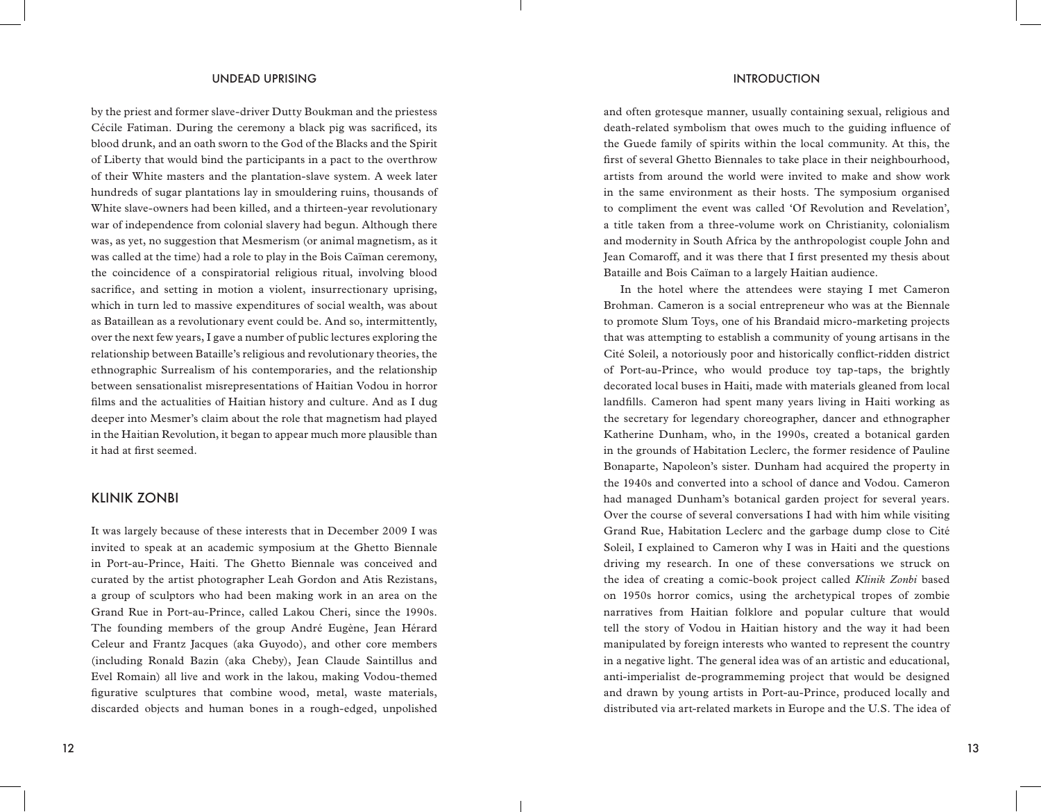by the priest and former slave-driver Dutty Boukman and the priestess Cécile Fatiman. During the ceremony a black pig was sacrificed, its blood drunk, and an oath sworn to the God of the Blacks and the Spirit of Liberty that would bind the participants in a pact to the overthrow of their White masters and the plantation-slave system. A week later hundreds of sugar plantations lay in smouldering ruins, thousands of White slave-owners had been killed, and a thirteen-year revolutionary war of independence from colonial slavery had begun. Although there was, as yet, no suggestion that Mesmerism (or animal magnetism, as it was called at the time) had a role to play in the Bois Caïman ceremony, the coincidence of a conspiratorial religious ritual, involving blood sacrifice, and setting in motion a violent, insurrectionary uprising, which in turn led to massive expenditures of social wealth, was about as Bataillean as a revolutionary event could be. And so, intermittently, over the next few years, I gave a number of public lectures exploring the relationship between Bataille's religious and revolutionary theories, the ethnographic Surrealism of his contemporaries, and the relationship between sensationalist misrepresentations of Haitian Vodou in horror films and the actualities of Haitian history and culture. And as I dug deeper into Mesmer's claim about the role that magnetism had played in the Haitian Revolution, it began to appear much more plausible than it had at first seemed.

## KLINIK ZONBI

It was largely because of these interests that in December 2009 I was invited to speak at an academic symposium at the Ghetto Biennale in Port-au-Prince, Haiti. The Ghetto Biennale was conceived and curated by the artist photographer Leah Gordon and Atis Rezistans, a group of sculptors who had been making work in an area on the Grand Rue in Port-au-Prince, called Lakou Cheri, since the 1990s. The founding members of the group André Eugène, Jean Hérard Celeur and Frantz Jacques (aka Guyodo), and other core members (including Ronald Bazin (aka Cheby), Jean Claude Saintillus and Evel Romain) all live and work in the lakou, making Vodou-themed figurative sculptures that combine wood, metal, waste materials, discarded objects and human bones in a rough-edged, unpolished and often grotesque manner, usually containing sexual, religious and death-related symbolism that owes much to the guiding influence of the Guede family of spirits within the local community. At this, the first of several Ghetto Biennales to take place in their neighbourhood, artists from around the world were invited to make and show work in the same environment as their hosts. The symposium organised to compliment the event was called 'Of Revolution and Revelation', a title taken from a three-volume work on Christianity, colonialism and modernity in South Africa by the anthropologist couple John and Jean Comaroff, and it was there that I first presented my thesis about Bataille and Bois Caïman to a largely Haitian audience.

In the hotel where the attendees were staying I met Cameron Brohman. Cameron is a social entrepreneur who was at the Biennale to promote Slum Toys, one of his Brandaid micro-marketing projects that was attempting to establish a community of young artisans in the Cité Soleil, a notoriously poor and historically conflict-ridden district of Port-au-Prince, who would produce toy tap-taps, the brightly decorated local buses in Haiti, made with materials gleaned from local landfills. Cameron had spent many years living in Haiti working as the secretary for legendary choreographer, dancer and ethnographer Katherine Dunham, who, in the 1990s, created a botanical garden in the grounds of Habitation Leclerc, the former residence of Pauline Bonaparte, Napoleon's sister. Dunham had acquired the property in the 1940s and converted into a school of dance and Vodou. Cameron had managed Dunham's botanical garden project for several years. Over the course of several conversations I had with him while visiting Grand Rue, Habitation Leclerc and the garbage dump close to Cité Soleil, I explained to Cameron why I was in Haiti and the questions driving my research. In one of these conversations we struck on the idea of creating a comic-book project called *Klinik Zonbi* based on 1950s horror comics, using the archetypical tropes of zombie narratives from Haitian folklore and popular culture that would tell the story of Vodou in Haitian history and the way it had been manipulated by foreign interests who wanted to represent the country in a negative light. The general idea was of an artistic and educational, anti-imperialist de-programmeming project that would be designed and drawn by young artists in Port-au-Prince, produced locally and distributed via art-related markets in Europe and the U.S. The idea of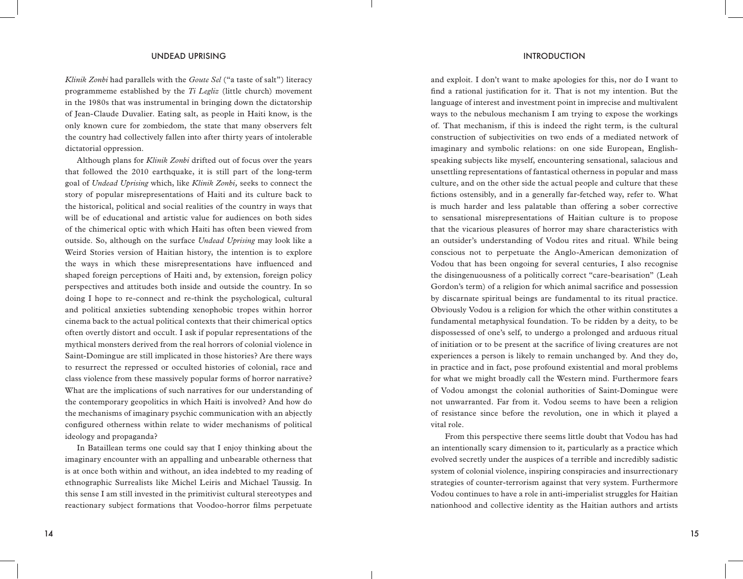*Klinik Zonbi* had parallels with the *Goute Sel* ("a taste of salt") literacy programmeme established by the *Ti Legliz* (little church) movement in the 1980s that was instrumental in bringing down the dictatorship of Jean-Claude Duvalier. Eating salt, as people in Haiti know, is the only known cure for zombiedom, the state that many observers felt the country had collectively fallen into after thirty years of intolerable dictatorial oppression.

Although plans for *Klinik Zonbi* drifted out of focus over the years that followed the 2010 earthquake, it is still part of the long-term goal of *Undead Uprising* which, like *Klinik Zonbi*, seeks to connect the story of popular misrepresentations of Haiti and its culture back to the historical, political and social realities of the country in ways that will be of educational and artistic value for audiences on both sides of the chimerical optic with which Haiti has often been viewed from outside. So, although on the surface *Undead Uprising* may look like a Weird Stories version of Haitian history, the intention is to explore the ways in which these misrepresentations have influenced and shaped foreign perceptions of Haiti and, by extension, foreign policy perspectives and attitudes both inside and outside the country. In so doing I hope to re-connect and re-think the psychological, cultural and political anxieties subtending xenophobic tropes within horror cinema back to the actual political contexts that their chimerical optics often overtly distort and occult. I ask if popular representations of the mythical monsters derived from the real horrors of colonial violence in Saint-Domingue are still implicated in those histories? Are there ways to resurrect the repressed or occulted histories of colonial, race and class violence from these massively popular forms of horror narrative? What are the implications of such narratives for our understanding of the contemporary geopolitics in which Haiti is involved? And how do the mechanisms of imaginary psychic communication with an abjectly configured otherness within relate to wider mechanisms of political ideology and propaganda?

In Bataillean terms one could say that I enjoy thinking about the imaginary encounter with an appalling and unbearable otherness that is at once both within and without, an idea indebted to my reading of ethnographic Surrealists like Michel Leiris and Michael Taussig. In this sense I am still invested in the primitivist cultural stereotypes and reactionary subject formations that Voodoo-horror films perpetuate and exploit. I don't want to make apologies for this, nor do I want to find a rational justification for it. That is not my intention. But the language of interest and investment point in imprecise and multivalent ways to the nebulous mechanism I am trying to expose the workings of. That mechanism, if this is indeed the right term, is the cultural construction of subjectivities on two ends of a mediated network of imaginary and symbolic relations: on one side European, English-speaking subjects like myself, encountering sensational, salacious and unsettling representations of fantastical otherness in popular and mass culture, and on the other side the actual people and culture that these fictions ostensibly, and in a generally far-fetched way, refer to. What is much harder and less palatable than offering a sober corrective to sensational misrepresentations of Haitian culture is to propose that the vicarious pleasures of horror may share characteristics with an outsider's understanding of Vodou rites and ritual. While being conscious not to perpetuate the Anglo-American demonization of Vodou that has been ongoing for several centuries, I also recognise the disingenuousness of a politically correct "care-bearisation" (Leah Gordon's term) of a religion for which animal sacrifice and possession by discarnate spiritual beings are fundamental to its ritual practice. Obviously Vodou is a religion for which the other within constitutes a fundamental metaphysical foundation. To be ridden by a deity, to be dispossessed of one's self, to undergo a prolonged and arduous ritual of initiation or to be present at the sacrifice of living creatures are not experiences a person is likely to remain unchanged by. And they do, in practice and in fact, pose profound existential and moral problems for what we might broadly call the Western mind. Furthermore fears of Vodou amongst the colonial authorities of Saint-Domingue were not unwarranted. Far from it. Vodou seems to have been a religion of resistance since before the revolution, one in which it played a vital role.

From this perspective there seems little doubt that Vodou has had an intentionally scary dimension to it, particularly as a practice which evolved secretly under the auspices of a terrible and incredibly sadistic system of colonial violence, inspiring conspiracies and insurrectionary strategies of counter-terrorism against that very system. Furthermore Vodou continues to have a role in anti-imperialist struggles for Haitian nationhood and collective identity as the Haitian authors and artists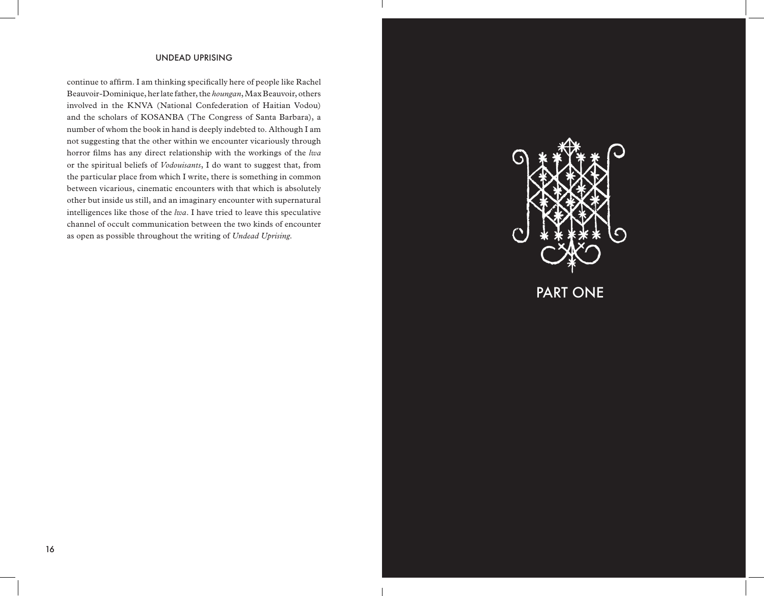continue to affirm. I am thinking specifically here of people like Rachel Beauvoir-Dominique, her late father, the *houngan*, Max Beauvoir, others involved in the KNVA (National Confederation of Haitian Vodou) and the scholars of KOSANBA (The Congress of Santa Barbara), a number of whom the book in hand is deeply indebted to. Although I am not suggesting that the other within we encounter vicariously through horror films has any direct relationship with the workings of the *lwa* or the spiritual beliefs of *Vodouisants*, I do want to suggest that, from the particular place from which I write, there is something in common between vicarious, cinematic encounters with that which is absolutely other but inside us still, and an imaginary encounter with supernatural intelligences like those of the *lwa*. I have tried to leave this speculative channel of occult communication between the two kinds of encounter as open as possible throughout the writing of *Undead Uprising*.

# PART ONE